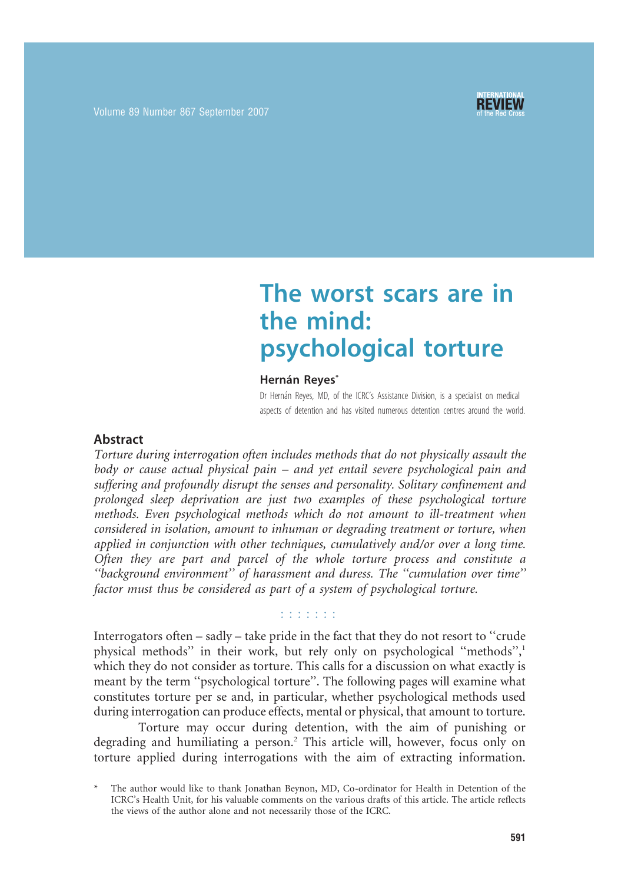# The worst scars are in the mind: psychological torture

**Hernán Reyes***

Dr Hernán Reyes, MD, of the ICRC's Assistance Division, is a specialist on medical aspects of detention and has visited numerous detention centres around the world.

## Abstract

*Torture during interrogation often includes methods that do not physically assault the body or cause actual physical pain – and yet entail severe psychological pain and suffering and profoundly disrupt the senses and personality. Solitary confinement and prolonged sleep deprivation are just two examples of these psychological torture methods. Even psychological methods which do not amount to ill-treatment when considered in isolation, amount to inhuman or degrading treatment or torture, when applied in conjunction with other techniques, cumulatively and/or over a long time. Often they are part and parcel of the whole torture process and constitute a "background environment" of harassment and duress. The "cumulation over time" factor must thus be considered as part of a system of psychological torture.*

: : : : : : :

Interrogators often – sadly – take pride in the fact that they do not resort to "crude physical methods" in their work, but rely only on psychological "methods",[1] which they do not consider as torture. This calls for a discussion on what exactly is meant by the term "psychological torture". The following pages will examine what constitutes torture per se and, in particular, whether psychological methods used during interrogation can produce effects, mental or physical, that amount to torture.

Torture may occur during detention, with the aim of punishing or degrading and humiliating a person.[2] This article will, however, focus only on torture applied during interrogations with the aim of extracting information.

\* The author would like to thank Jonathan Beynon, MD, Co-ordinator for Health in Detention of the ICRC's Health Unit, for his valuable comments on the various drafts of this article. The article reflects the views of the author alone and not necessarily those of the ICRC.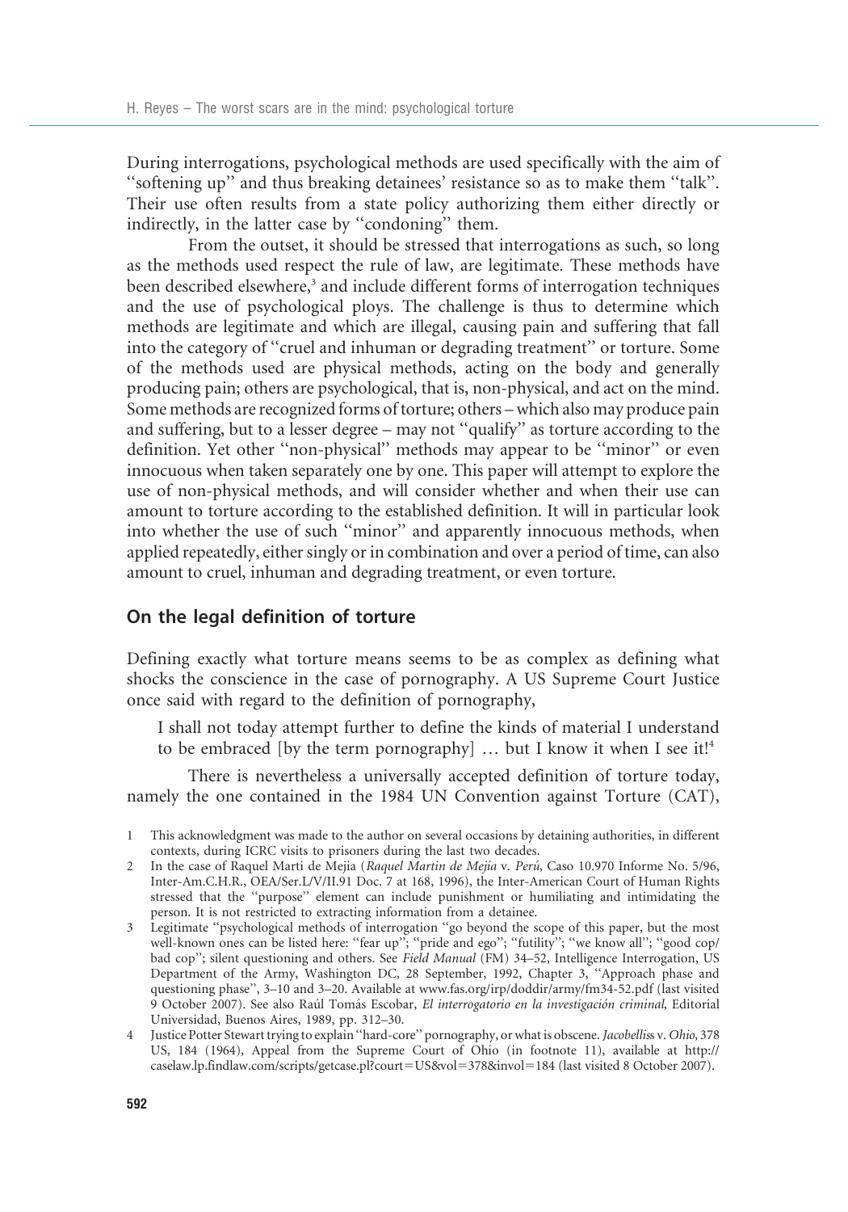During interrogations, psychological methods are used specifically with the aim of ''softening up'' and thus breaking detainees' resistance so as to make them ''talk''. Their use often results from a state policy authorizing them either directly or indirectly, in the latter case by ''condoning'' them.

From the outset, it should be stressed that interrogations as such, so long as the methods used respect the rule of law, are legitimate. These methods have been described elsewhere,[3] and include different forms of interrogation techniques and the use of psychological ploys. The challenge is thus to determine which methods are legitimate and which are illegal, causing pain and suffering that fall into the category of ''cruel and inhuman or degrading treatment'' or torture. Some of the methods used are physical methods, acting on the body and generally producing pain; others are psychological, that is, non-physical, and act on the mind. Some methods are recognized forms of torture; others – which also may produce pain and suffering, but to a lesser degree – may not ''qualify'' as torture according to the definition. Yet other ''non-physical'' methods may appear to be ''minor'' or even innocuous when taken separately one by one. This paper will attempt to explore the use of non-physical methods, and will consider whether and when their use can amount to torture according to the established definition. It will in particular look into whether the use of such ''minor'' and apparently innocuous methods, when applied repeatedly, either singly or in combination and over a period of time, can also amount to cruel, inhuman and degrading treatment, or even torture.

## On the legal definition of torture

Defining exactly what torture means seems to be as complex as defining what shocks the conscience in the case of pornography. A US Supreme Court Justice once said with regard to the definition of pornography,

> I shall not today attempt further to define the kinds of material I understand to be embraced [by the term pornography] … but I know it when I see it![4]

There is nevertheless a universally accepted definition of torture today, namely the one contained in the 1984 UN Convention against Torture (CAT),

1 This acknowledgment was made to the author on several occasions by detaining authorities, in different contexts, during ICRC visits to prisoners during the last two decades.

2 In the case of Raquel Marti de Mejia (*Raquel Martin de Mejía* v. *Perú*, Caso 10.970 Informe No. 5/96, Inter-Am.C.H.R., OEA/Ser.L/V/II.91 Doc. 7 at 168, 1996), the Inter-American Court of Human Rights stressed that the ''purpose'' element can include punishment or humiliating and intimidating the person. It is not restricted to extracting information from a detainee.

3 Legitimate ''psychological methods of interrogation ''go beyond the scope of this paper, but the most well-known ones can be listed here: ''fear up''; ''pride and ego''; ''futility''; ''we know all''; ''good cop/bad cop''; silent questioning and others. See *Field Manual* (FM) 34–52, Intelligence Interrogation, US Department of the Army, Washington DC, 28 September, 1992, Chapter 3, ''Approach phase and questioning phase'', 3–10 and 3–20. Available at www.fas.org/irp/doddir/army/fm34-52.pdf (last visited 9 October 2007). See also Raúl Tomás Escobar, *El interrogatorio en la investigación criminal*, Editorial Universidad, Buenos Aires, 1989, pp. 312–30.

4 Justice Potter Stewart trying to explain ''hard-core'' pornography, or what is obscene. *Jacobelliss* v. *Ohio*, 378 US, 184 (1964), Appeal from the Supreme Court of Ohio (in footnote 11), available at http://caselaw.lp.findlaw.com/scripts/getcase.pl?court=US&vol=378&invol=184 (last visited 8 October 2007).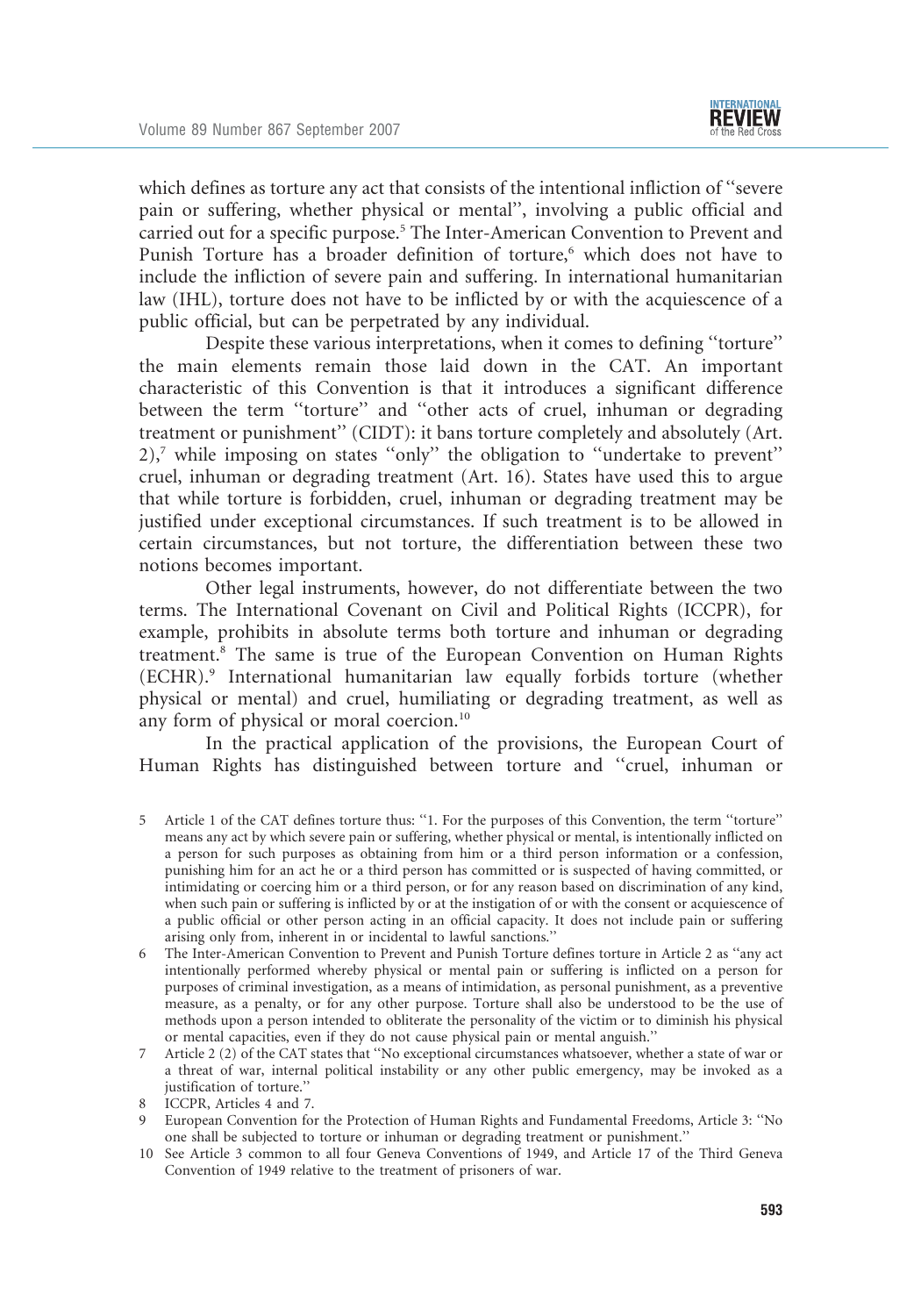which defines as torture any act that consists of the intentional infliction of ''severe pain or suffering, whether physical or mental'', involving a public official and carried out for a specific purpose.[5] The Inter-American Convention to Prevent and Punish Torture has a broader definition of torture,[6] which does not have to include the infliction of severe pain and suffering. In international humanitarian law (IHL), torture does not have to be inflicted by or with the acquiescence of a public official, but can be perpetrated by any individual.

Despite these various interpretations, when it comes to defining ''torture'' the main elements remain those laid down in the CAT. An important characteristic of this Convention is that it introduces a significant difference between the term ''torture'' and ''other acts of cruel, inhuman or degrading treatment or punishment'' (CIDT): it bans torture completely and absolutely (Art. 2),[7] while imposing on states ''only'' the obligation to ''undertake to prevent'' cruel, inhuman or degrading treatment (Art. 16). States have used this to argue that while torture is forbidden, cruel, inhuman or degrading treatment may be justified under exceptional circumstances. If such treatment is to be allowed in certain circumstances, but not torture, the differentiation between these two notions becomes important.

Other legal instruments, however, do not differentiate between the two terms. The International Covenant on Civil and Political Rights (ICCPR), for example, prohibits in absolute terms both torture and inhuman or degrading treatment.[8] The same is true of the European Convention on Human Rights (ECHR).[9] International humanitarian law equally forbids torture (whether physical or mental) and cruel, humiliating or degrading treatment, as well as any form of physical or moral coercion.[10]

In the practical application of the provisions, the European Court of Human Rights has distinguished between torture and ''cruel, inhuman or

5 Article 1 of the CAT defines torture thus: ''1. For the purposes of this Convention, the term ''torture'' means any act by which severe pain or suffering, whether physical or mental, is intentionally inflicted on a person for such purposes as obtaining from him or a third person information or a confession, punishing him for an act he or a third person has committed or is suspected of having committed, or intimidating or coercing him or a third person, or for any reason based on discrimination of any kind, when such pain or suffering is inflicted by or at the instigation of or with the consent or acquiescence of a public official or other person acting in an official capacity. It does not include pain or suffering arising only from, inherent in or incidental to lawful sanctions.''

6 The Inter-American Convention to Prevent and Punish Torture defines torture in Article 2 as ''any act intentionally performed whereby physical or mental pain or suffering is inflicted on a person for purposes of criminal investigation, as a means of intimidation, as personal punishment, as a preventive measure, as a penalty, or for any other purpose. Torture shall also be understood to be the use of methods upon a person intended to obliterate the personality of the victim or to diminish his physical or mental capacities, even if they do not cause physical pain or mental anguish.''

7 Article 2 (2) of the CAT states that ''No exceptional circumstances whatsoever, whether a state of war or a threat of war, internal political instability or any other public emergency, may be invoked as a justification of torture.''

8 ICCPR, Articles 4 and 7.

9 European Convention for the Protection of Human Rights and Fundamental Freedoms, Article 3: ''No one shall be subjected to torture or inhuman or degrading treatment or punishment.''

10 See Article 3 common to all four Geneva Conventions of 1949, and Article 17 of the Third Geneva Convention of 1949 relative to the treatment of prisoners of war.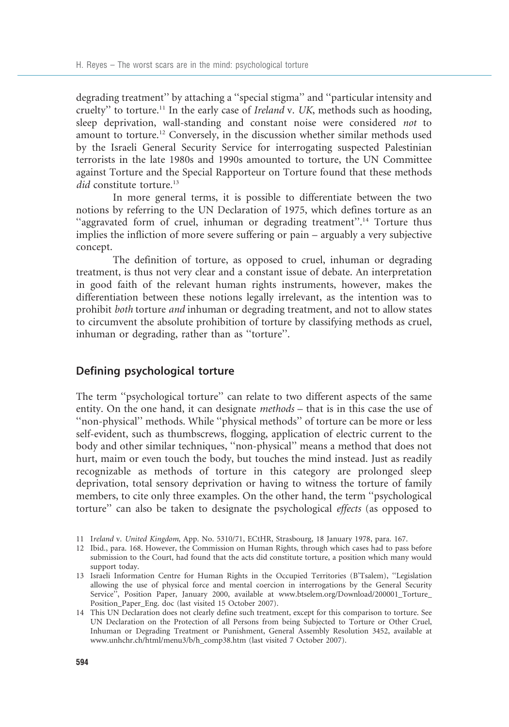degrading treatment'' by attaching a ''special stigma'' and ''particular intensity and cruelty'' to torture.[11] In the early case of *Ireland* v. *UK*, methods such as hooding, sleep deprivation, wall-standing and constant noise were considered *not* to amount to torture.[12] Conversely, in the discussion whether similar methods used by the Israeli General Security Service for interrogating suspected Palestinian terrorists in the late 1980s and 1990s amounted to torture, the UN Committee against Torture and the Special Rapporteur on Torture found that these methods *did* constitute torture.[13]

In more general terms, it is possible to differentiate between the two notions by referring to the UN Declaration of 1975, which defines torture as an ''aggravated form of cruel, inhuman or degrading treatment''.[14] Torture thus implies the infliction of more severe suffering or pain – arguably a very subjective concept.

The definition of torture, as opposed to cruel, inhuman or degrading treatment, is thus not very clear and a constant issue of debate. An interpretation in good faith of the relevant human rights instruments, however, makes the differentiation between these notions legally irrelevant, as the intention was to prohibit *both* torture *and* inhuman or degrading treatment, and not to allow states to circumvent the absolute prohibition of torture by classifying methods as cruel, inhuman or degrading, rather than as ''torture''.

## Defining psychological torture

The term ''psychological torture'' can relate to two different aspects of the same entity. On the one hand, it can designate *methods* – that is in this case the use of ''non-physical'' methods. While ''physical methods'' of torture can be more or less self-evident, such as thumbscrews, flogging, application of electric current to the body and other similar techniques, ''non-physical'' means a method that does not hurt, maim or even touch the body, but touches the mind instead. Just as readily recognizable as methods of torture in this category are prolonged sleep deprivation, total sensory deprivation or having to witness the torture of family members, to cite only three examples. On the other hand, the term ''psychological torture'' can also be taken to designate the psychological *effects* (as opposed to

11 *Ireland* v. *United Kingdom*, App. No. 5310/71, ECtHR, Strasbourg, 18 January 1978, para. 167.

12 Ibid., para. 168. However, the Commission on Human Rights, through which cases had to pass before submission to the Court, had found that the acts did constitute torture, a position which many would support today.

13 Israeli Information Centre for Human Rights in the Occupied Territories (B'Tsalem), ''Legislation allowing the use of physical force and mental coercion in interrogations by the General Security Service'', Position Paper, January 2000, available at www.btselem.org/Download/200001_Torture_Position_Paper_Eng. doc (last visited 15 October 2007).

14 This UN Declaration does not clearly define such treatment, except for this comparison to torture. See UN Declaration on the Protection of all Persons from being Subjected to Torture or Other Cruel, Inhuman or Degrading Treatment or Punishment, General Assembly Resolution 3452, available at www.unhchr.ch/html/menu3/b/h_comp38.htm (last visited 7 October 2007).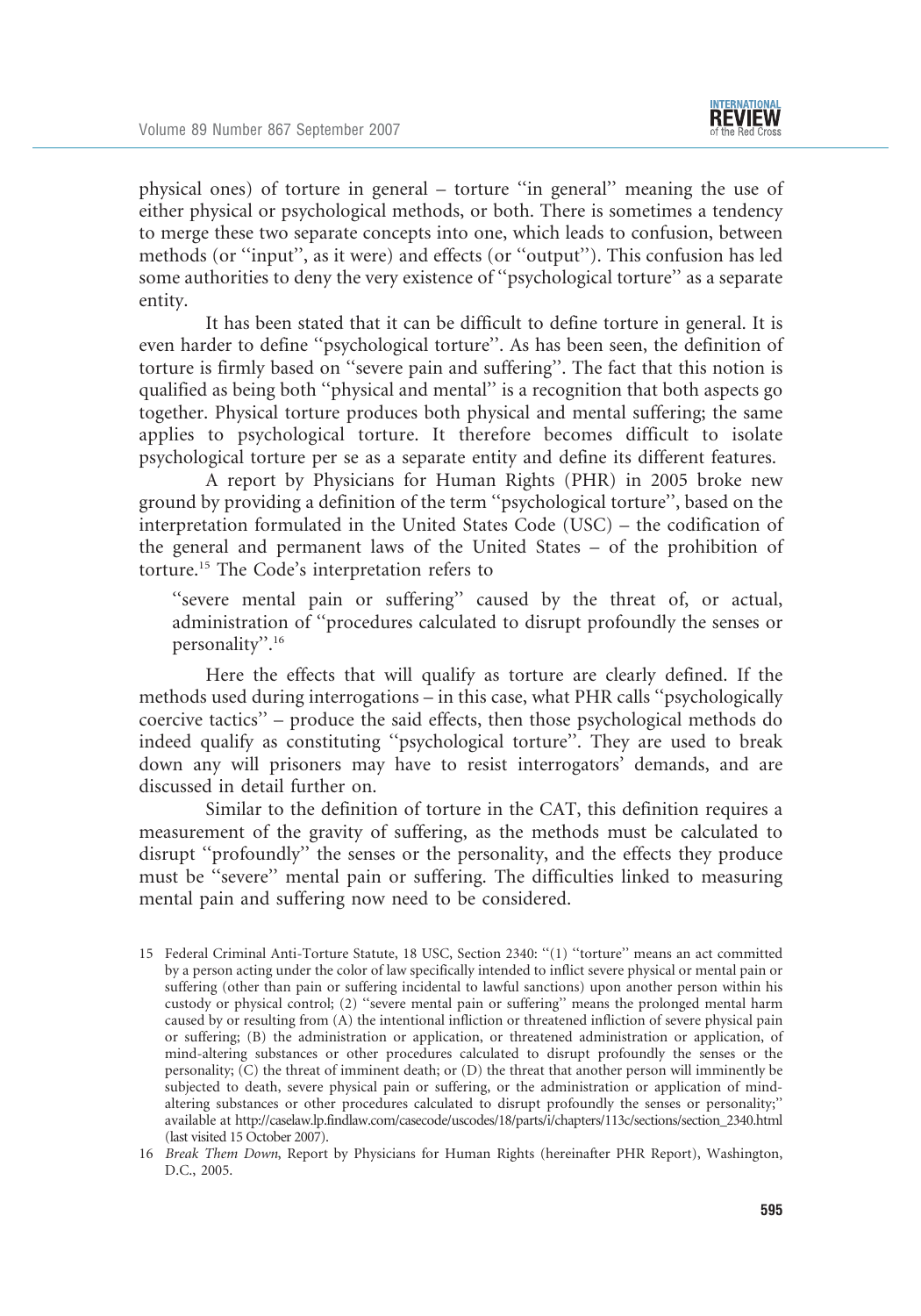physical ones) of torture in general – torture ''in general'' meaning the use of either physical or psychological methods, or both. There is sometimes a tendency to merge these two separate concepts into one, which leads to confusion, between methods (or ''input'', as it were) and effects (or ''output''). This confusion has led some authorities to deny the very existence of ''psychological torture'' as a separate entity.

It has been stated that it can be difficult to define torture in general. It is even harder to define ''psychological torture''. As has been seen, the definition of torture is firmly based on ''severe pain and suffering''. The fact that this notion is qualified as being both ''physical and mental'' is a recognition that both aspects go together. Physical torture produces both physical and mental suffering; the same applies to psychological torture. It therefore becomes difficult to isolate psychological torture per se as a separate entity and define its different features.

A report by Physicians for Human Rights (PHR) in 2005 broke new ground by providing a definition of the term ''psychological torture'', based on the interpretation formulated in the United States Code (USC) – the codification of the general and permanent laws of the United States – of the prohibition of torture.[15] The Code's interpretation refers to

> ''severe mental pain or suffering'' caused by the threat of, or actual, administration of ''procedures calculated to disrupt profoundly the senses or personality''.[16]

Here the effects that will qualify as torture are clearly defined. If the methods used during interrogations – in this case, what PHR calls ''psychologically coercive tactics'' – produce the said effects, then those psychological methods do indeed qualify as constituting ''psychological torture''. They are used to break down any will prisoners may have to resist interrogators' demands, and are discussed in detail further on.

Similar to the definition of torture in the CAT, this definition requires a measurement of the gravity of suffering, as the methods must be calculated to disrupt ''profoundly'' the senses or the personality, and the effects they produce must be ''severe'' mental pain or suffering. The difficulties linked to measuring mental pain and suffering now need to be considered.

15 Federal Criminal Anti-Torture Statute, 18 USC, Section 2340: ''(1) ''torture'' means an act committed by a person acting under the color of law specifically intended to inflict severe physical or mental pain or suffering (other than pain or suffering incidental to lawful sanctions) upon another person within his custody or physical control; (2) ''severe mental pain or suffering'' means the prolonged mental harm caused by or resulting from (A) the intentional infliction or threatened infliction of severe physical pain or suffering; (B) the administration or application, or threatened administration or application, of mind-altering substances or other procedures calculated to disrupt profoundly the senses or the personality; (C) the threat of imminent death; or (D) the threat that another person will imminently be subjected to death, severe physical pain or suffering, or the administration or application of mind-altering substances or other procedures calculated to disrupt profoundly the senses or personality;'' available at http://caselaw.lp.findlaw.com/casecode/uscodes/18/parts/i/chapters/113c/sections/section_2340.html (last visited 15 October 2007).

16 *Break Them Down*, Report by Physicians for Human Rights (hereinafter PHR Report), Washington, D.C., 2005.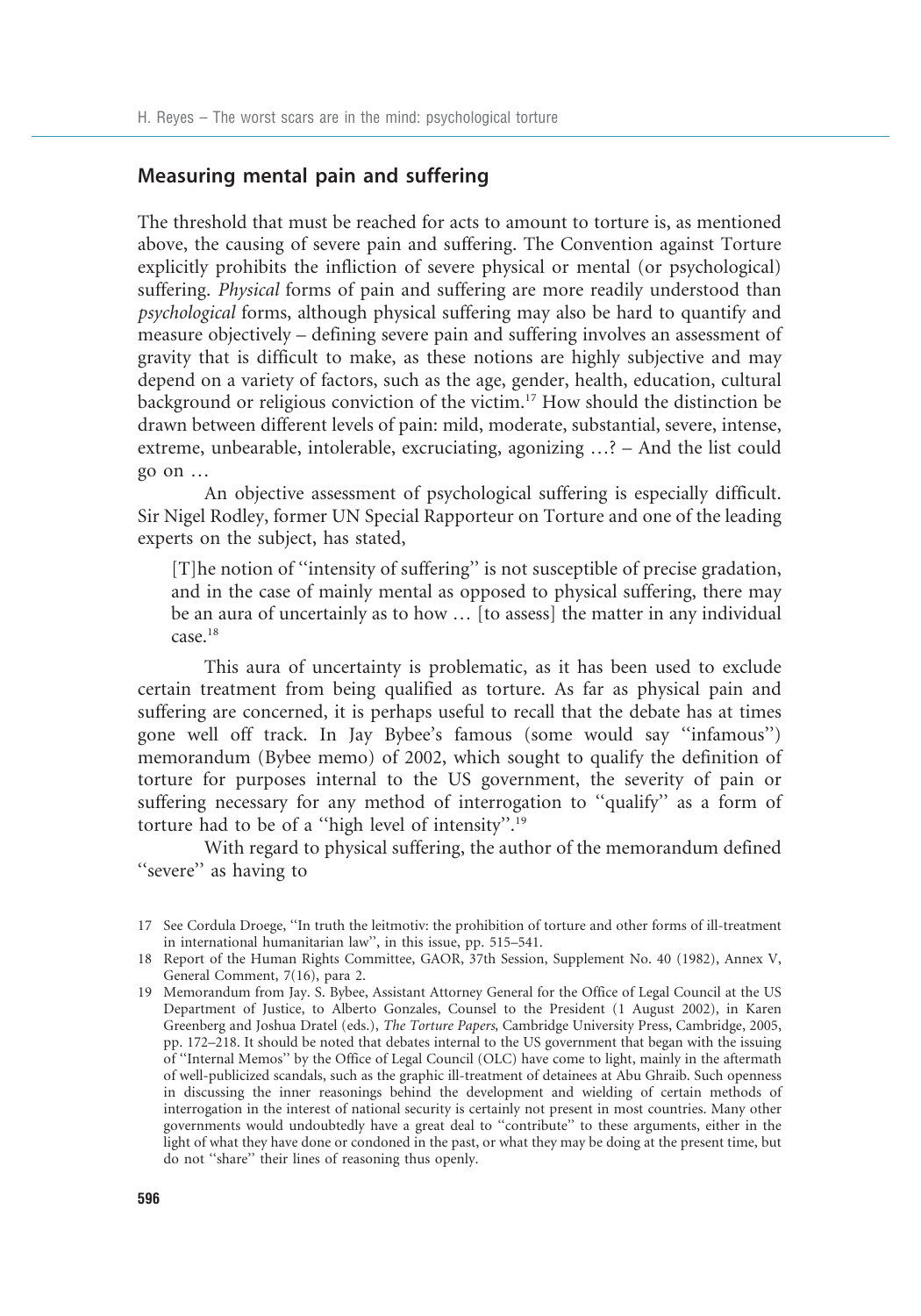## Measuring mental pain and suffering

The threshold that must be reached for acts to amount to torture is, as mentioned above, the causing of severe pain and suffering. The Convention against Torture explicitly prohibits the infliction of severe physical or mental (or psychological) suffering. *Physical* forms of pain and suffering are more readily understood than *psychological* forms, although physical suffering may also be hard to quantify and measure objectively – defining severe pain and suffering involves an assessment of gravity that is difficult to make, as these notions are highly subjective and may depend on a variety of factors, such as the age, gender, health, education, cultural background or religious conviction of the victim.[17] How should the distinction be drawn between different levels of pain: mild, moderate, substantial, severe, intense, extreme, unbearable, intolerable, excruciating, agonizing …? – And the list could go on …

An objective assessment of psychological suffering is especially difficult. Sir Nigel Rodley, former UN Special Rapporteur on Torture and one of the leading experts on the subject, has stated,

> [T]he notion of ''intensity of suffering'' is not susceptible of precise gradation, and in the case of mainly mental as opposed to physical suffering, there may be an aura of uncertainly as to how … [to assess] the matter in any individual case.[18]

This aura of uncertainty is problematic, as it has been used to exclude certain treatment from being qualified as torture. As far as physical pain and suffering are concerned, it is perhaps useful to recall that the debate has at times gone well off track. In Jay Bybee's famous (some would say ''infamous'') memorandum (Bybee memo) of 2002, which sought to qualify the definition of torture for purposes internal to the US government, the severity of pain or suffering necessary for any method of interrogation to ''qualify'' as a form of torture had to be of a ''high level of intensity''.[19]

With regard to physical suffering, the author of the memorandum defined ''severe'' as having to

17 See Cordula Droege, ''In truth the leitmotiv: the prohibition of torture and other forms of ill-treatment in international humanitarian law'', in this issue, pp. 515–541.

18 Report of the Human Rights Committee, GAOR, 37th Session, Supplement No. 40 (1982), Annex V, General Comment, 7(16), para 2.

19 Memorandum from Jay. S. Bybee, Assistant Attorney General for the Office of Legal Council at the US Department of Justice, to Alberto Gonzales, Counsel to the President (1 August 2002), in Karen Greenberg and Joshua Dratel (eds.), *The Torture Papers*, Cambridge University Press, Cambridge, 2005, pp. 172–218. It should be noted that debates internal to the US government that began with the issuing of ''Internal Memos'' by the Office of Legal Council (OLC) have come to light, mainly in the aftermath of well-publicized scandals, such as the graphic ill-treatment of detainees at Abu Ghraib. Such openness in discussing the inner reasonings behind the development and wielding of certain methods of interrogation in the interest of national security is certainly not present in most countries. Many other governments would undoubtedly have a great deal to ''contribute'' to these arguments, either in the light of what they have done or condoned in the past, or what they may be doing at the present time, but do not ''share'' their lines of reasoning thus openly.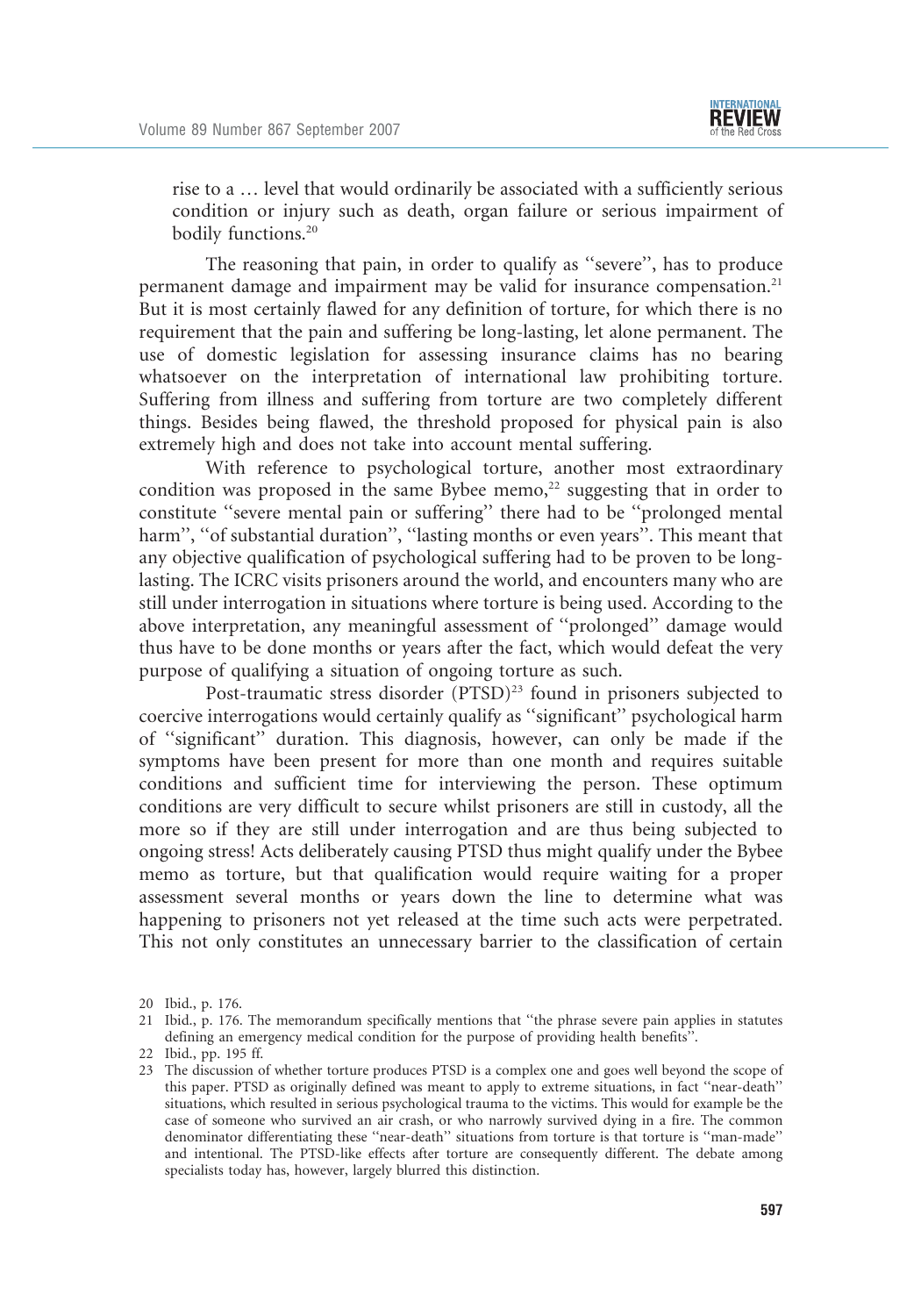> rise to a … level that would ordinarily be associated with a sufficiently serious condition or injury such as death, organ failure or serious impairment of bodily functions.[20]

The reasoning that pain, in order to qualify as "severe", has to produce permanent damage and impairment may be valid for insurance compensation.[21] But it is most certainly flawed for any definition of torture, for which there is no requirement that the pain and suffering be long-lasting, let alone permanent. The use of domestic legislation for assessing insurance claims has no bearing whatsoever on the interpretation of international law prohibiting torture. Suffering from illness and suffering from torture are two completely different things. Besides being flawed, the threshold proposed for physical pain is also extremely high and does not take into account mental suffering.

With reference to psychological torture, another most extraordinary condition was proposed in the same Bybee memo,[22] suggesting that in order to constitute "severe mental pain or suffering" there had to be "prolonged mental harm", "of substantial duration", "lasting months or even years". This meant that any objective qualification of psychological suffering had to be proven to be long-lasting. The ICRC visits prisoners around the world, and encounters many who are still under interrogation in situations where torture is being used. According to the above interpretation, any meaningful assessment of "prolonged" damage would thus have to be done months or years after the fact, which would defeat the very purpose of qualifying a situation of ongoing torture as such.

Post-traumatic stress disorder (PTSD)[23] found in prisoners subjected to coercive interrogations would certainly qualify as "significant" psychological harm of "significant" duration. This diagnosis, however, can only be made if the symptoms have been present for more than one month and requires suitable conditions and sufficient time for interviewing the person. These optimum conditions are very difficult to secure whilst prisoners are still in custody, all the more so if they are still under interrogation and are thus being subjected to ongoing stress! Acts deliberately causing PTSD thus might qualify under the Bybee memo as torture, but that qualification would require waiting for a proper assessment several months or years down the line to determine what was happening to prisoners not yet released at the time such acts were perpetrated. This not only constitutes an unnecessary barrier to the classification of certain

20 Ibid., p. 176.

21 Ibid., p. 176. The memorandum specifically mentions that "the phrase severe pain applies in statutes defining an emergency medical condition for the purpose of providing health benefits".

22 Ibid., pp. 195 ff.

23 The discussion of whether torture produces PTSD is a complex one and goes well beyond the scope of this paper. PTSD as originally defined was meant to apply to extreme situations, in fact "near-death" situations, which resulted in serious psychological trauma to the victims. This would for example be the case of someone who survived an air crash, or who narrowly survived dying in a fire. The common denominator differentiating these "near-death" situations from torture is that torture is "man-made" and intentional. The PTSD-like effects after torture are consequently different. The debate among specialists today has, however, largely blurred this distinction.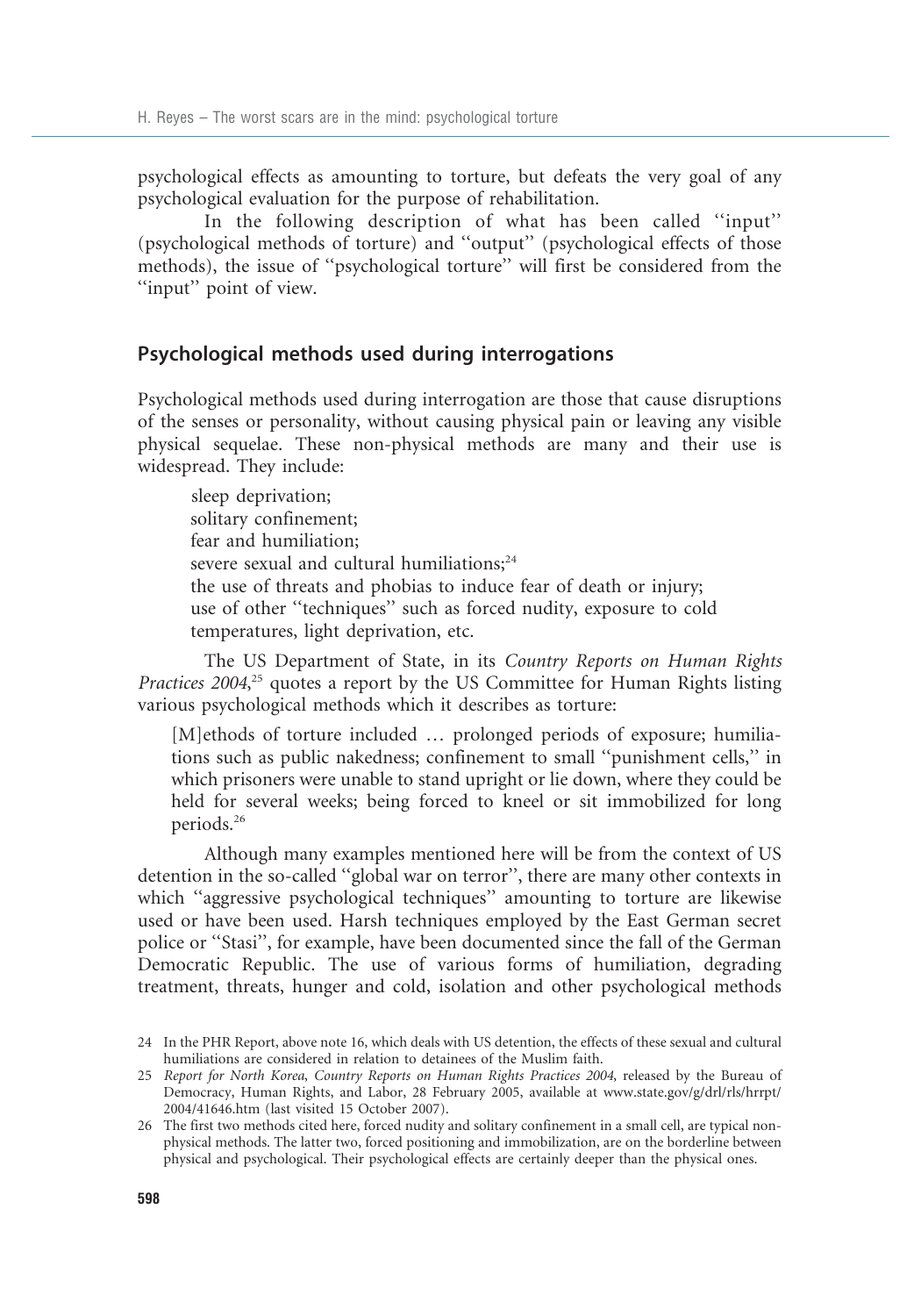psychological effects as amounting to torture, but defeats the very goal of any psychological evaluation for the purpose of rehabilitation.

In the following description of what has been called ''input'' (psychological methods of torture) and ''output'' (psychological effects of those methods), the issue of ''psychological torture'' will first be considered from the ''input'' point of view.

## Psychological methods used during interrogations

Psychological methods used during interrogation are those that cause disruptions of the senses or personality, without causing physical pain or leaving any visible physical sequelae. These non-physical methods are many and their use is widespread. They include:

> sleep deprivation;
> solitary confinement;
> fear and humiliation;
> severe sexual and cultural humiliations;[24]
> the use of threats and phobias to induce fear of death or injury;
> use of other ''techniques'' such as forced nudity, exposure to cold temperatures, light deprivation, etc.

The US Department of State, in its *Country Reports on Human Rights Practices 2004*,[25] quotes a report by the US Committee for Human Rights listing various psychological methods which it describes as torture:

> [M]ethods of torture included … prolonged periods of exposure; humiliations such as public nakedness; confinement to small ''punishment cells,'' in which prisoners were unable to stand upright or lie down, where they could be held for several weeks; being forced to kneel or sit immobilized for long periods.[26]

Although many examples mentioned here will be from the context of US detention in the so-called ''global war on terror'', there are many other contexts in which ''aggressive psychological techniques'' amounting to torture are likewise used or have been used. Harsh techniques employed by the East German secret police or ''Stasi'', for example, have been documented since the fall of the German Democratic Republic. The use of various forms of humiliation, degrading treatment, threats, hunger and cold, isolation and other psychological methods

---

24 In the PHR Report, above note 16, which deals with US detention, the effects of these sexual and cultural humiliations are considered in relation to detainees of the Muslim faith.

25 *Report for North Korea*, *Country Reports on Human Rights Practices 2004*, released by the Bureau of Democracy, Human Rights, and Labor, 28 February 2005, available at www.state.gov/g/drl/rls/hrrpt/2004/41646.htm (last visited 15 October 2007).

26 The first two methods cited here, forced nudity and solitary confinement in a small cell, are typical non-physical methods. The latter two, forced positioning and immobilization, are on the borderline between physical and psychological. Their psychological effects are certainly deeper than the physical ones.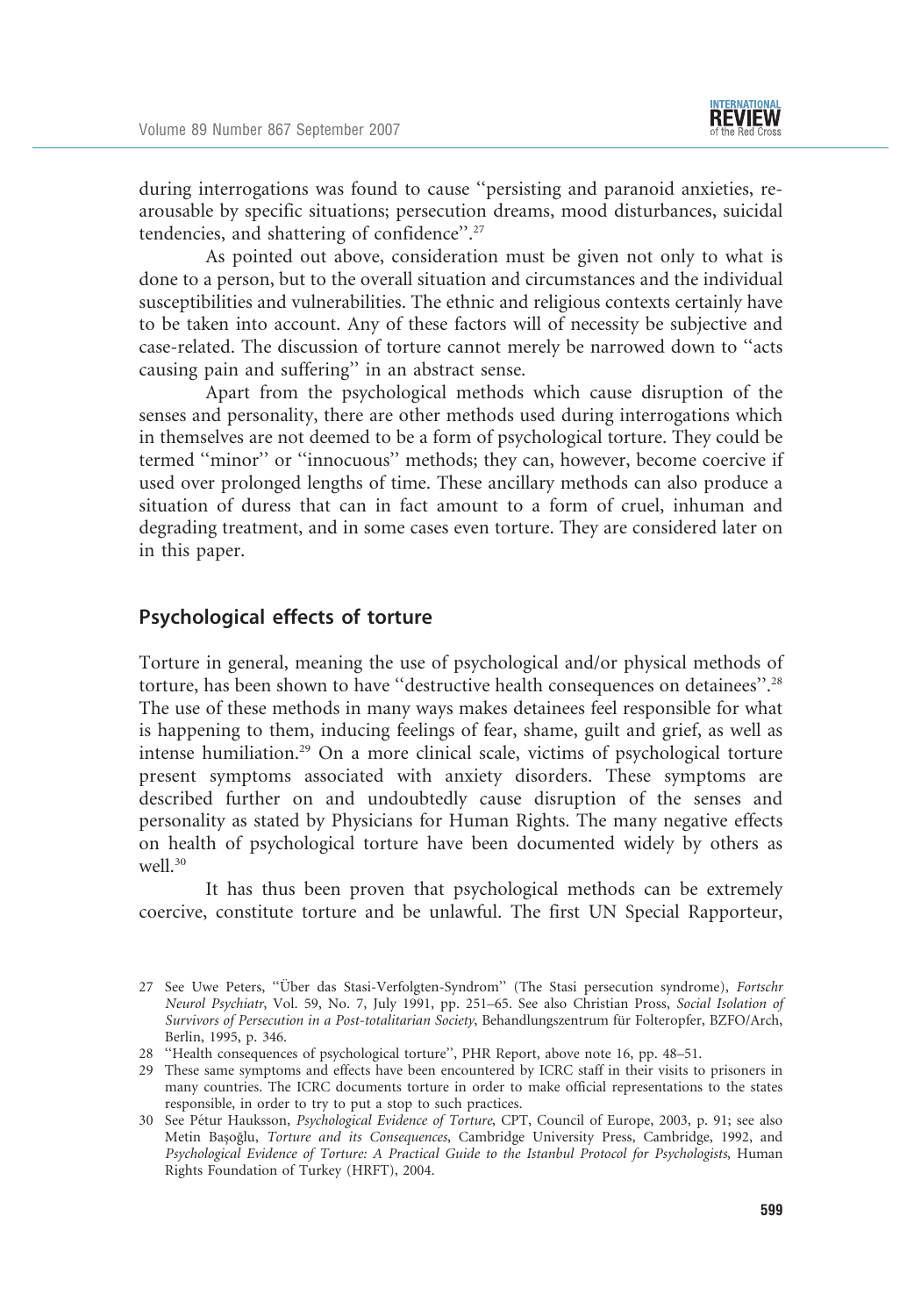during interrogations was found to cause ''persisting and paranoid anxieties, re-arousable by specific situations; persecution dreams, mood disturbances, suicidal tendencies, and shattering of confidence''.[27]

As pointed out above, consideration must be given not only to what is done to a person, but to the overall situation and circumstances and the individual susceptibilities and vulnerabilities. The ethnic and religious contexts certainly have to be taken into account. Any of these factors will of necessity be subjective and case-related. The discussion of torture cannot merely be narrowed down to ''acts causing pain and suffering'' in an abstract sense.

Apart from the psychological methods which cause disruption of the senses and personality, there are other methods used during interrogations which in themselves are not deemed to be a form of psychological torture. They could be termed ''minor'' or ''innocuous'' methods; they can, however, become coercive if used over prolonged lengths of time. These ancillary methods can also produce a situation of duress that can in fact amount to a form of cruel, inhuman and degrading treatment, and in some cases even torture. They are considered later on in this paper.

## Psychological effects of torture

Torture in general, meaning the use of psychological and/or physical methods of torture, has been shown to have ''destructive health consequences on detainees''.[28] The use of these methods in many ways makes detainees feel responsible for what is happening to them, inducing feelings of fear, shame, guilt and grief, as well as intense humiliation.[29] On a more clinical scale, victims of psychological torture present symptoms associated with anxiety disorders. These symptoms are described further on and undoubtedly cause disruption of the senses and personality as stated by Physicians for Human Rights. The many negative effects on health of psychological torture have been documented widely by others as well.[30]

It has thus been proven that psychological methods can be extremely coercive, constitute torture and be unlawful. The first UN Special Rapporteur,

---

27 See Uwe Peters, ''Über das Stasi-Verfolgten-Syndrom'' (The Stasi persecution syndrome), *Fortschr Neurol Psychiatr*, Vol. 59, No. 7, July 1991, pp. 251–65. See also Christian Pross, *Social Isolation of Survivors of Persecution in a Post-totalitarian Society*, Behandlungszentrum für Folteropfer, BZFO/Arch, Berlin, 1995, p. 346.

28 ''Health consequences of psychological torture'', PHR Report, above note 16, pp. 48–51.

29 These same symptoms and effects have been encountered by ICRC staff in their visits to prisoners in many countries. The ICRC documents torture in order to make official representations to the states responsible, in order to try to put a stop to such practices.

30 See Pétur Hauksson, *Psychological Evidence of Torture*, CPT, Council of Europe, 2003, p. 91; see also Metin Başoğlu, *Torture and its Consequences*, Cambridge University Press, Cambridge, 1992, and *Psychological Evidence of Torture: A Practical Guide to the Istanbul Protocol for Psychologists*, Human Rights Foundation of Turkey (HRFT), 2004.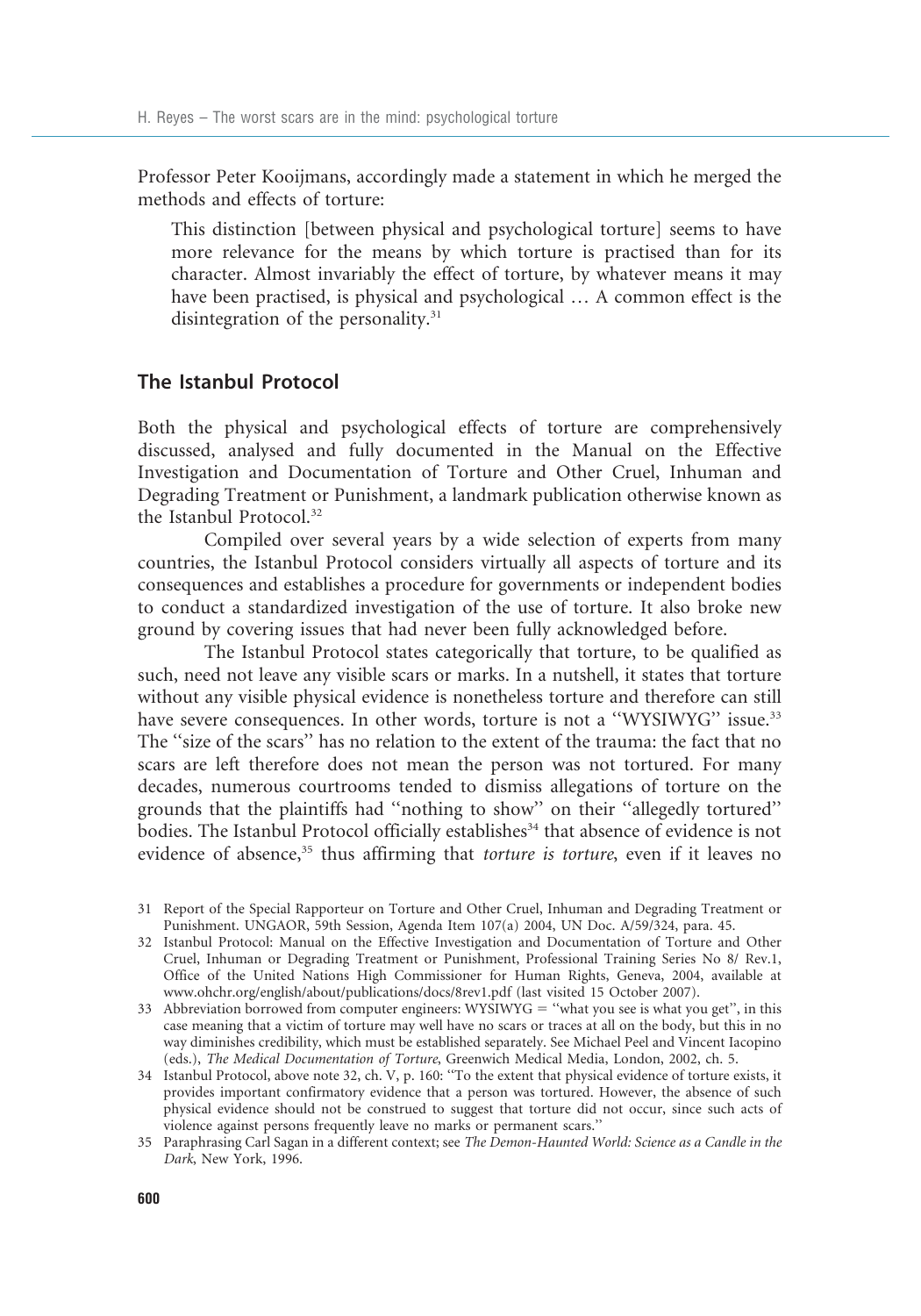Professor Peter Kooijmans, accordingly made a statement in which he merged the methods and effects of torture:

> This distinction [between physical and psychological torture] seems to have more relevance for the means by which torture is practised than for its character. Almost invariably the effect of torture, by whatever means it may have been practised, is physical and psychological … A common effect is the disintegration of the personality.[31]

## The Istanbul Protocol

Both the physical and psychological effects of torture are comprehensively discussed, analysed and fully documented in the Manual on the Effective Investigation and Documentation of Torture and Other Cruel, Inhuman and Degrading Treatment or Punishment, a landmark publication otherwise known as the Istanbul Protocol.[32]

Compiled over several years by a wide selection of experts from many countries, the Istanbul Protocol considers virtually all aspects of torture and its consequences and establishes a procedure for governments or independent bodies to conduct a standardized investigation of the use of torture. It also broke new ground by covering issues that had never been fully acknowledged before.

The Istanbul Protocol states categorically that torture, to be qualified as such, need not leave any visible scars or marks. In a nutshell, it states that torture without any visible physical evidence is nonetheless torture and therefore can still have severe consequences. In other words, torture is not a ''WYSIWYG'' issue.[33] The ''size of the scars'' has no relation to the extent of the trauma: the fact that no scars are left therefore does not mean the person was not tortured. For many decades, numerous courtrooms tended to dismiss allegations of torture on the grounds that the plaintiffs had ''nothing to show'' on their ''allegedly tortured'' bodies. The Istanbul Protocol officially establishes[34] that absence of evidence is not evidence of absence,[35] thus affirming that *torture is torture*, even if it leaves no

---

31 Report of the Special Rapporteur on Torture and Other Cruel, Inhuman and Degrading Treatment or Punishment. UNGAOR, 59th Session, Agenda Item 107(a) 2004, UN Doc. A/59/324, para. 45.

32 Istanbul Protocol: Manual on the Effective Investigation and Documentation of Torture and Other Cruel, Inhuman or Degrading Treatment or Punishment, Professional Training Series No 8/ Rev.1, Office of the United Nations High Commissioner for Human Rights, Geneva, 2004, available at www.ohchr.org/english/about/publications/docs/8rev1.pdf (last visited 15 October 2007).

33 Abbreviation borrowed from computer engineers: WYSIWYG = ''what you see is what you get'', in this case meaning that a victim of torture may well have no scars or traces at all on the body, but this in no way diminishes credibility, which must be established separately. See Michael Peel and Vincent Iacopino (eds.), *The Medical Documentation of Torture*, Greenwich Medical Media, London, 2002, ch. 5.

34 Istanbul Protocol, above note 32, ch. V, p. 160: ''To the extent that physical evidence of torture exists, it provides important confirmatory evidence that a person was tortured. However, the absence of such physical evidence should not be construed to suggest that torture did not occur, since such acts of violence against persons frequently leave no marks or permanent scars.''

35 Paraphrasing Carl Sagan in a different context; see *The Demon-Haunted World: Science as a Candle in the Dark*, New York, 1996.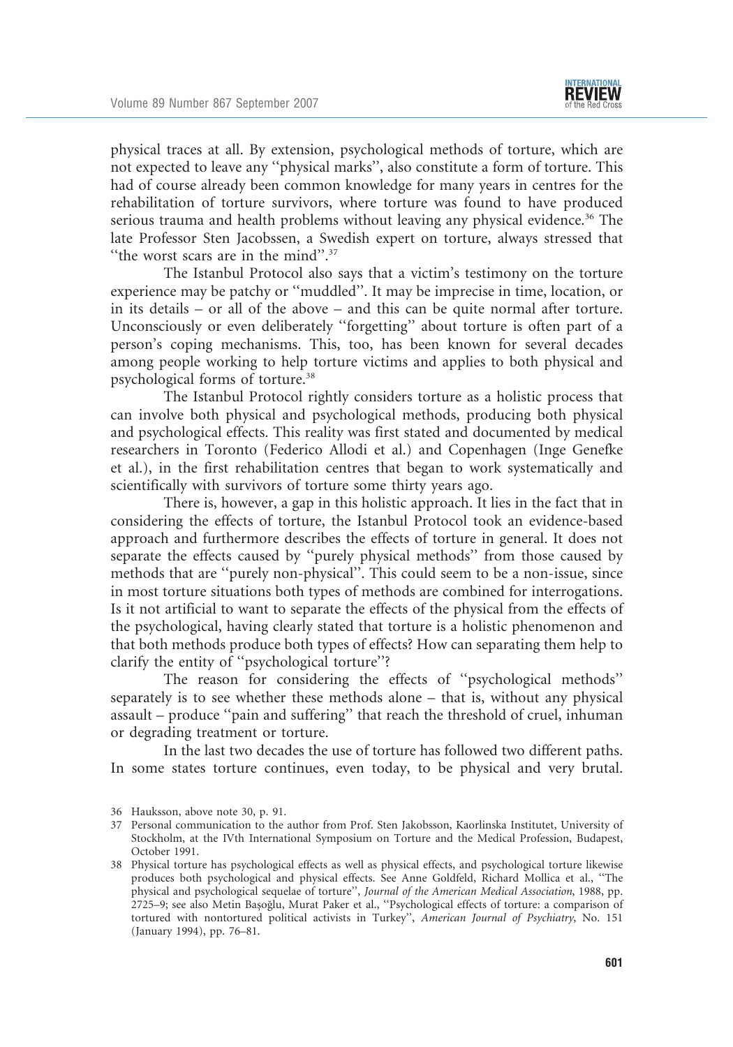physical traces at all. By extension, psychological methods of torture, which are not expected to leave any ''physical marks'', also constitute a form of torture. This had of course already been common knowledge for many years in centres for the rehabilitation of torture survivors, where torture was found to have produced serious trauma and health problems without leaving any physical evidence.[36] The late Professor Sten Jacobssen, a Swedish expert on torture, always stressed that ''the worst scars are in the mind''.[37]

The Istanbul Protocol also says that a victim's testimony on the torture experience may be patchy or ''muddled''. It may be imprecise in time, location, or in its details – or all of the above – and this can be quite normal after torture. Unconsciously or even deliberately ''forgetting'' about torture is often part of a person's coping mechanisms. This, too, has been known for several decades among people working to help torture victims and applies to both physical and psychological forms of torture.[38]

The Istanbul Protocol rightly considers torture as a holistic process that can involve both physical and psychological methods, producing both physical and psychological effects. This reality was first stated and documented by medical researchers in Toronto (Federico Allodi et al.) and Copenhagen (Inge Genefke et al.), in the first rehabilitation centres that began to work systematically and scientifically with survivors of torture some thirty years ago.

There is, however, a gap in this holistic approach. It lies in the fact that in considering the effects of torture, the Istanbul Protocol took an evidence-based approach and furthermore describes the effects of torture in general. It does not separate the effects caused by ''purely physical methods'' from those caused by methods that are ''purely non-physical''. This could seem to be a non-issue, since in most torture situations both types of methods are combined for interrogations. Is it not artificial to want to separate the effects of the physical from the effects of the psychological, having clearly stated that torture is a holistic phenomenon and that both methods produce both types of effects? How can separating them help to clarify the entity of ''psychological torture''?

The reason for considering the effects of ''psychological methods'' separately is to see whether these methods alone – that is, without any physical assault – produce ''pain and suffering'' that reach the threshold of cruel, inhuman or degrading treatment or torture.

In the last two decades the use of torture has followed two different paths. In some states torture continues, even today, to be physical and very brutal.

36 Hauksson, above note 30, p. 91.

37 Personal communication to the author from Prof. Sten Jakobsson, Kaorlinska Institutet, University of Stockholm, at the IVth International Symposium on Torture and the Medical Profession, Budapest, October 1991.

38 Physical torture has psychological effects as well as physical effects, and psychological torture likewise produces both psychological and physical effects. See Anne Goldfeld, Richard Mollica et al., ''The physical and psychological sequelae of torture'', *Journal of the American Medical Association*, 1988, pp. 2725–9; see also Metin Başoğlu, Murat Paker et al., ''Psychological effects of torture: a comparison of tortured with nontortured political activists in Turkey'', *American Journal of Psychiatry*, No. 151 (January 1994), pp. 76–81.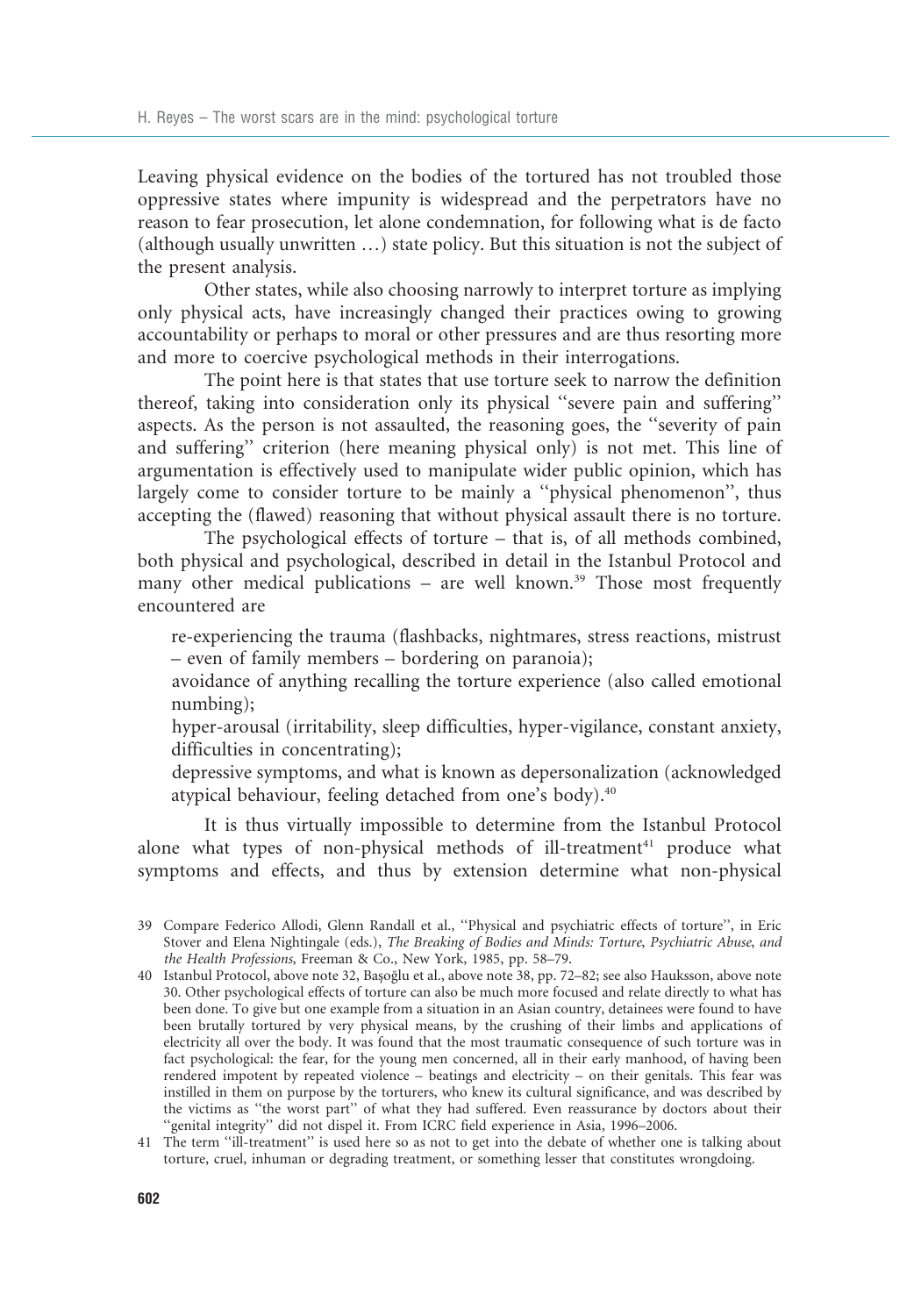Leaving physical evidence on the bodies of the tortured has not troubled those oppressive states where impunity is widespread and the perpetrators have no reason to fear prosecution, let alone condemnation, for following what is de facto (although usually unwritten …) state policy. But this situation is not the subject of the present analysis.

Other states, while also choosing narrowly to interpret torture as implying only physical acts, have increasingly changed their practices owing to growing accountability or perhaps to moral or other pressures and are thus resorting more and more to coercive psychological methods in their interrogations.

The point here is that states that use torture seek to narrow the definition thereof, taking into consideration only its physical ''severe pain and suffering'' aspects. As the person is not assaulted, the reasoning goes, the ''severity of pain and suffering'' criterion (here meaning physical only) is not met. This line of argumentation is effectively used to manipulate wider public opinion, which has largely come to consider torture to be mainly a ''physical phenomenon'', thus accepting the (flawed) reasoning that without physical assault there is no torture.

The psychological effects of torture – that is, of all methods combined, both physical and psychological, described in detail in the Istanbul Protocol and many other medical publications – are well known.[39] Those most frequently encountered are

> re-experiencing the trauma (flashbacks, nightmares, stress reactions, mistrust – even of family members – bordering on paranoia);
>
> avoidance of anything recalling the torture experience (also called emotional numbing);
>
> hyper-arousal (irritability, sleep difficulties, hyper-vigilance, constant anxiety, difficulties in concentrating);
>
> depressive symptoms, and what is known as depersonalization (acknowledged atypical behaviour, feeling detached from one's body).[40]

It is thus virtually impossible to determine from the Istanbul Protocol alone what types of non-physical methods of ill-treatment[41] produce what symptoms and effects, and thus by extension determine what non-physical

---

39 Compare Federico Allodi, Glenn Randall et al., ''Physical and psychiatric effects of torture'', in Eric Stover and Elena Nightingale (eds.), *The Breaking of Bodies and Minds: Torture, Psychiatric Abuse, and the Health Professions*, Freeman & Co., New York, 1985, pp. 58–79.

40 Istanbul Protocol, above note 32, Başoğlu et al., above note 38, pp. 72–82; see also Hauksson, above note 30. Other psychological effects of torture can also be much more focused and relate directly to what has been done. To give but one example from a situation in an Asian country, detainees were found to have been brutally tortured by very physical means, by the crushing of their limbs and applications of electricity all over the body. It was found that the most traumatic consequence of such torture was in fact psychological: the fear, for the young men concerned, all in their early manhood, of having been rendered impotent by repeated violence – beatings and electricity – on their genitals. This fear was instilled in them on purpose by the torturers, who knew its cultural significance, and was described by the victims as ''the worst part'' of what they had suffered. Even reassurance by doctors about their ''genital integrity'' did not dispel it. From ICRC field experience in Asia, 1996–2006.

41 The term ''ill-treatment'' is used here so as not to get into the debate of whether one is talking about torture, cruel, inhuman or degrading treatment, or something lesser that constitutes wrongdoing.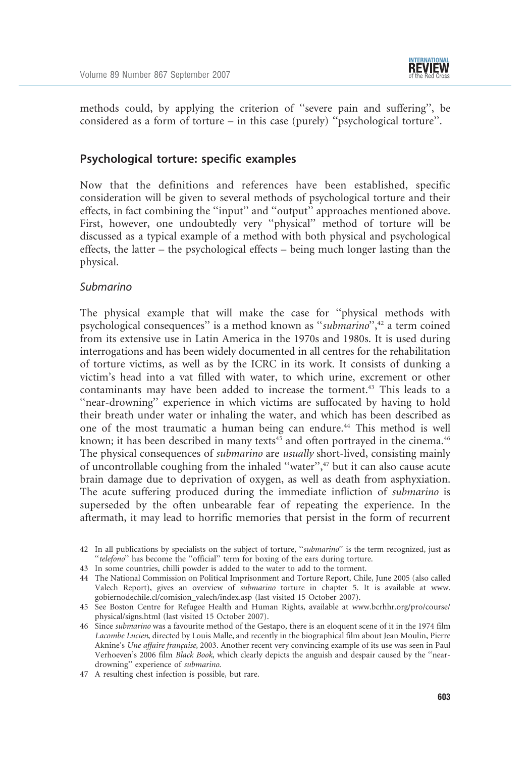methods could, by applying the criterion of "severe pain and suffering", be considered as a form of torture – in this case (purely) "psychological torture".

## Psychological torture: specific examples

Now that the definitions and references have been established, specific consideration will be given to several methods of psychological torture and their effects, in fact combining the "input" and "output" approaches mentioned above. First, however, one undoubtedly very "physical" method of torture will be discussed as a typical example of a method with both physical and psychological effects, the latter – the psychological effects – being much longer lasting than the physical.

### *Submarino*

The physical example that will make the case for "physical methods with psychological consequences" is a method known as "*submarino*",[42] a term coined from its extensive use in Latin America in the 1970s and 1980s. It is used during interrogations and has been widely documented in all centres for the rehabilitation of torture victims, as well as by the ICRC in its work. It consists of dunking a victim's head into a vat filled with water, to which urine, excrement or other contaminants may have been added to increase the torment.[43] This leads to a "near-drowning" experience in which victims are suffocated by having to hold their breath under water or inhaling the water, and which has been described as one of the most traumatic a human being can endure.[44] This method is well known; it has been described in many texts[45] and often portrayed in the cinema.[46] The physical consequences of *submarino* are *usually* short-lived, consisting mainly of uncontrollable coughing from the inhaled "water",[47] but it can also cause acute brain damage due to deprivation of oxygen, as well as death from asphyxiation. The acute suffering produced during the immediate infliction of *submarino* is superseded by the often unbearable fear of repeating the experience. In the aftermath, it may lead to horrific memories that persist in the form of recurrent

42 In all publications by specialists on the subject of torture, "*submarino*" is the term recognized, just as "*telefono*" has become the "official" term for boxing of the ears during torture.

43 In some countries, chilli powder is added to the water to add to the torment.

44 The National Commission on Political Imprisonment and Torture Report, Chile, June 2005 (also called Valech Report), gives an overview of *submarino* torture in chapter 5. It is available at www.gobiernodechile.cl/comision_valech/index.asp (last visited 15 October 2007).

45 See Boston Centre for Refugee Health and Human Rights, available at www.bcrhhr.org/pro/course/physical/signs.html (last visited 15 October 2007).

46 Since *submarino* was a favourite method of the Gestapo, there is an eloquent scene of it in the 1974 film *Lacombe Lucien*, directed by Louis Malle, and recently in the biographical film about Jean Moulin, Pierre Aknine's *Une affaire française*, 2003. Another recent very convincing example of its use was seen in Paul Verhoeven's 2006 film *Black Book*, which clearly depicts the anguish and despair caused by the "near-drowning" experience of *submarino*.

47 A resulting chest infection is possible, but rare.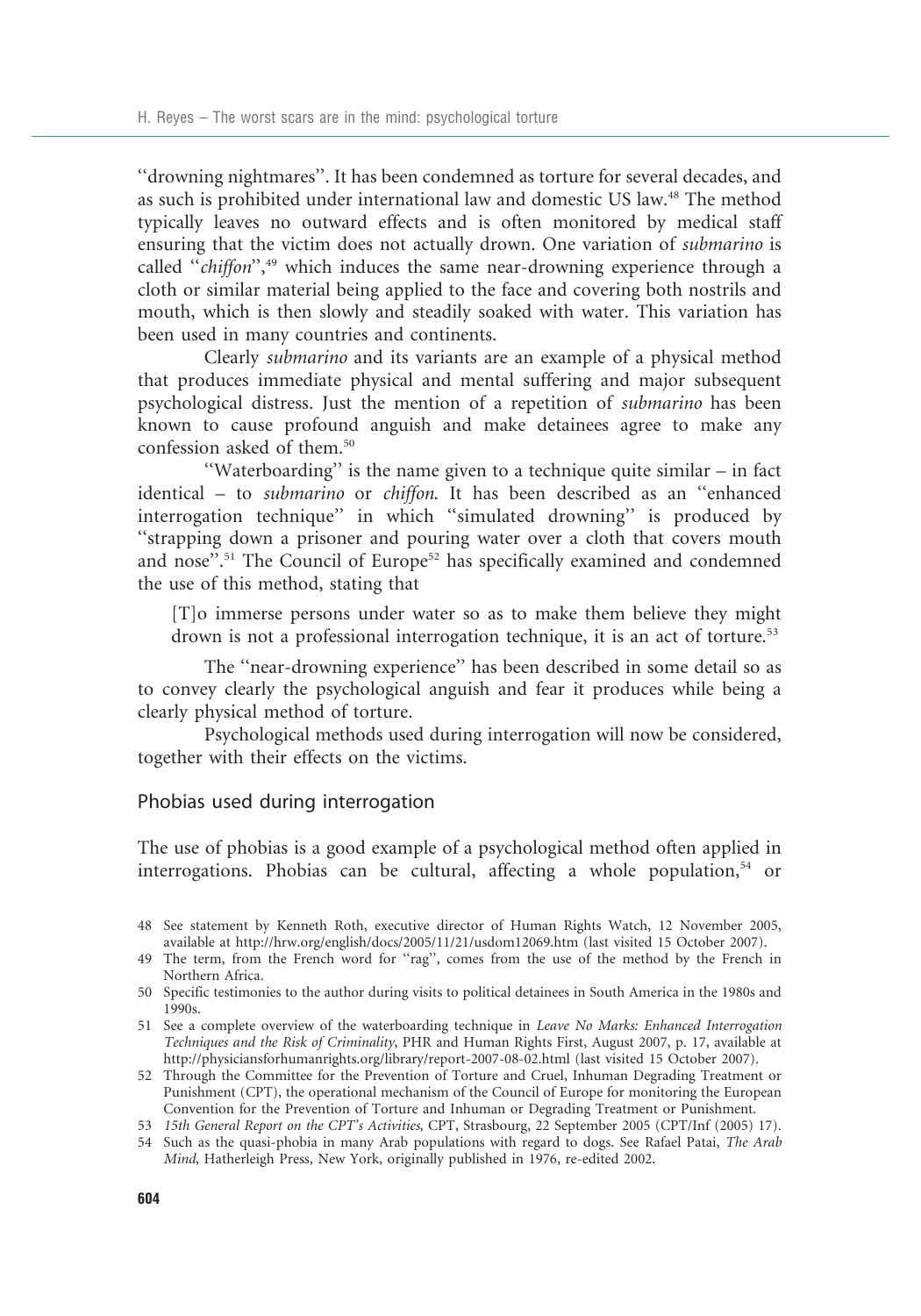"drowning nightmares". It has been condemned as torture for several decades, and as such is prohibited under international law and domestic US law.[48] The method typically leaves no outward effects and is often monitored by medical staff ensuring that the victim does not actually drown. One variation of *submarino* is called "*chiffon*",[49] which induces the same near-drowning experience through a cloth or similar material being applied to the face and covering both nostrils and mouth, which is then slowly and steadily soaked with water. This variation has been used in many countries and continents.

Clearly *submarino* and its variants are an example of a physical method that produces immediate physical and mental suffering and major subsequent psychological distress. Just the mention of a repetition of *submarino* has been known to cause profound anguish and make detainees agree to make any confession asked of them.[50]

"Waterboarding" is the name given to a technique quite similar – in fact identical – to *submarino* or *chiffon*. It has been described as an "enhanced interrogation technique" in which "simulated drowning" is produced by "strapping down a prisoner and pouring water over a cloth that covers mouth and nose".[51] The Council of Europe[52] has specifically examined and condemned the use of this method, stating that

> [T]o immerse persons under water so as to make them believe they might drown is not a professional interrogation technique, it is an act of torture.[53]

The "near-drowning experience" has been described in some detail so as to convey clearly the psychological anguish and fear it produces while being a clearly physical method of torture.

Psychological methods used during interrogation will now be considered, together with their effects on the victims.

## Phobias used during interrogation

The use of phobias is a good example of a psychological method often applied in interrogations. Phobias can be cultural, affecting a whole population,[54] or

48 See statement by Kenneth Roth, executive director of Human Rights Watch, 12 November 2005, available at http://hrw.org/english/docs/2005/11/21/usdom12069.htm (last visited 15 October 2007).

49 The term, from the French word for "rag", comes from the use of the method by the French in Northern Africa.

50 Specific testimonies to the author during visits to political detainees in South America in the 1980s and 1990s.

51 See a complete overview of the waterboarding technique in *Leave No Marks: Enhanced Interrogation Techniques and the Risk of Criminality*, PHR and Human Rights First, August 2007, p. 17, available at http://physiciansforhumanrights.org/library/report-2007-08-02.html (last visited 15 October 2007).

52 Through the Committee for the Prevention of Torture and Cruel, Inhuman Degrading Treatment or Punishment (CPT), the operational mechanism of the Council of Europe for monitoring the European Convention for the Prevention of Torture and Inhuman or Degrading Treatment or Punishment.

53 *15th General Report on the CPT's Activities*, CPT, Strasbourg, 22 September 2005 (CPT/Inf (2005) 17).

54 Such as the quasi-phobia in many Arab populations with regard to dogs. See Rafael Patai, *The Arab Mind*, Hatherleigh Press, New York, originally published in 1976, re-edited 2002.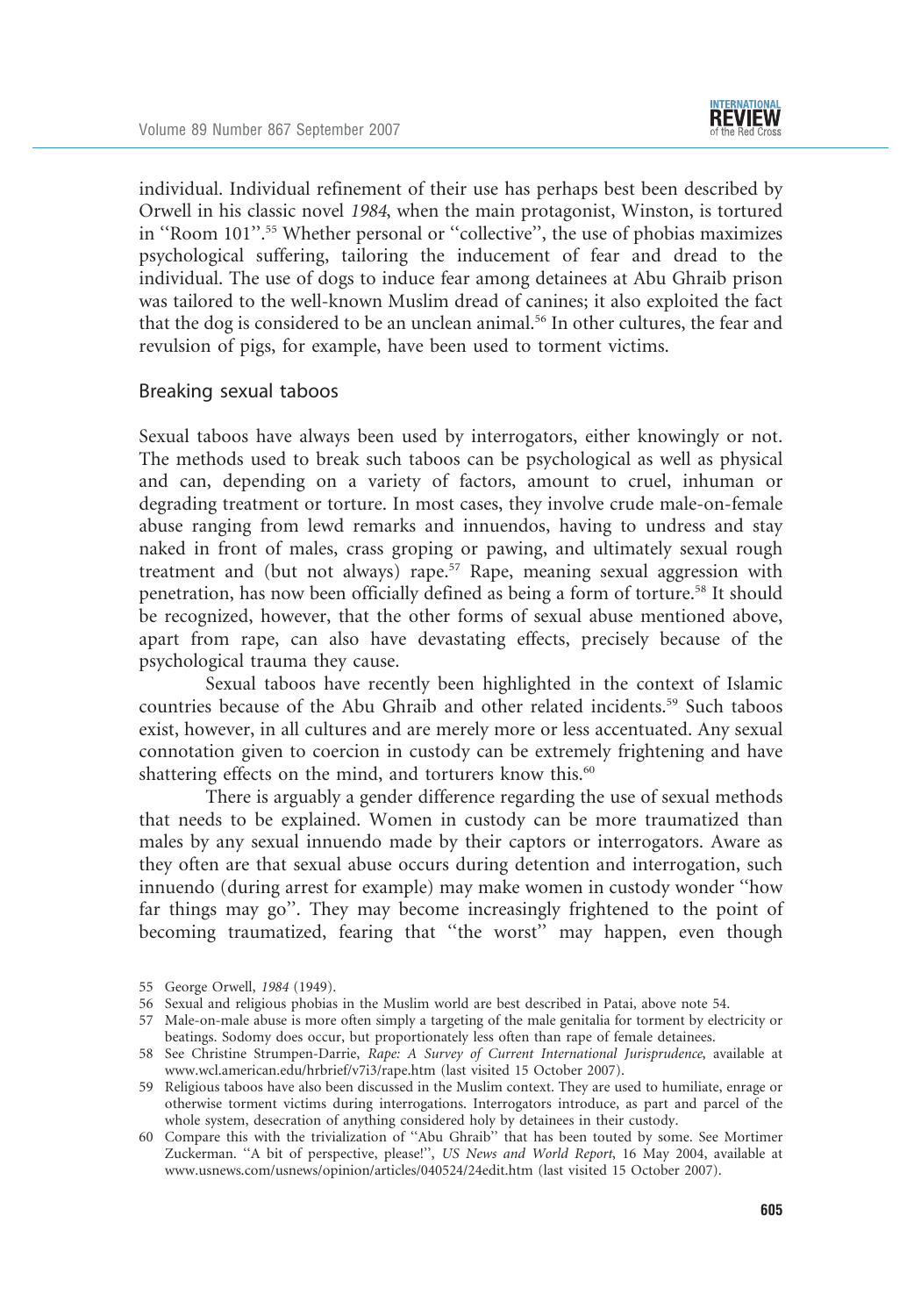individual. Individual refinement of their use has perhaps best been described by Orwell in his classic novel *1984*, when the main protagonist, Winston, is tortured in ''Room 101''.[55] Whether personal or ''collective'', the use of phobias maximizes psychological suffering, tailoring the inducement of fear and dread to the individual. The use of dogs to induce fear among detainees at Abu Ghraib prison was tailored to the well-known Muslim dread of canines; it also exploited the fact that the dog is considered to be an unclean animal.[56] In other cultures, the fear and revulsion of pigs, for example, have been used to torment victims.

### Breaking sexual taboos

Sexual taboos have always been used by interrogators, either knowingly or not. The methods used to break such taboos can be psychological as well as physical and can, depending on a variety of factors, amount to cruel, inhuman or degrading treatment or torture. In most cases, they involve crude male-on-female abuse ranging from lewd remarks and innuendos, having to undress and stay naked in front of males, crass groping or pawing, and ultimately sexual rough treatment and (but not always) rape.[57] Rape, meaning sexual aggression with penetration, has now been officially defined as being a form of torture.[58] It should be recognized, however, that the other forms of sexual abuse mentioned above, apart from rape, can also have devastating effects, precisely because of the psychological trauma they cause.

Sexual taboos have recently been highlighted in the context of Islamic countries because of the Abu Ghraib and other related incidents.[59] Such taboos exist, however, in all cultures and are merely more or less accentuated. Any sexual connotation given to coercion in custody can be extremely frightening and have shattering effects on the mind, and torturers know this.[60]

There is arguably a gender difference regarding the use of sexual methods that needs to be explained. Women in custody can be more traumatized than males by any sexual innuendo made by their captors or interrogators. Aware as they often are that sexual abuse occurs during detention and interrogation, such innuendo (during arrest for example) may make women in custody wonder ''how far things may go''. They may become increasingly frightened to the point of becoming traumatized, fearing that ''the worst'' may happen, even though

55 George Orwell, *1984* (1949).

56 Sexual and religious phobias in the Muslim world are best described in Patai, above note 54.

57 Male-on-male abuse is more often simply a targeting of the male genitalia for torment by electricity or beatings. Sodomy does occur, but proportionately less often than rape of female detainees.

58 See Christine Strumpen-Darrie, *Rape: A Survey of Current International Jurisprudence*, available at www.wcl.american.edu/hrbrief/v7i3/rape.htm (last visited 15 October 2007).

59 Religious taboos have also been discussed in the Muslim context. They are used to humiliate, enrage or otherwise torment victims during interrogations. Interrogators introduce, as part and parcel of the whole system, desecration of anything considered holy by detainees in their custody.

60 Compare this with the trivialization of ''Abu Ghraib'' that has been touted by some. See Mortimer Zuckerman. ''A bit of perspective, please!'', *US News and World Report*, 16 May 2004, available at www.usnews.com/usnews/opinion/articles/040524/24edit.htm (last visited 15 October 2007).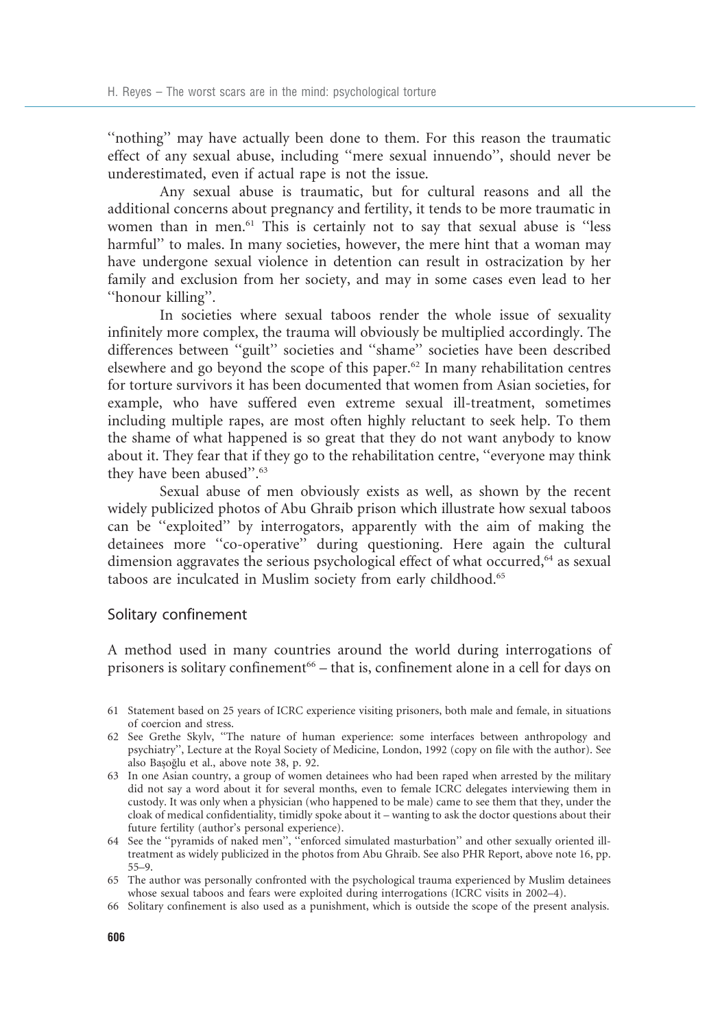''nothing'' may have actually been done to them. For this reason the traumatic effect of any sexual abuse, including ''mere sexual innuendo'', should never be underestimated, even if actual rape is not the issue.

Any sexual abuse is traumatic, but for cultural reasons and all the additional concerns about pregnancy and fertility, it tends to be more traumatic in women than in men.[61] This is certainly not to say that sexual abuse is ''less harmful'' to males. In many societies, however, the mere hint that a woman may have undergone sexual violence in detention can result in ostracization by her family and exclusion from her society, and may in some cases even lead to her ''honour killing''.

In societies where sexual taboos render the whole issue of sexuality infinitely more complex, the trauma will obviously be multiplied accordingly. The differences between ''guilt'' societies and ''shame'' societies have been described elsewhere and go beyond the scope of this paper.[62] In many rehabilitation centres for torture survivors it has been documented that women from Asian societies, for example, who have suffered even extreme sexual ill-treatment, sometimes including multiple rapes, are most often highly reluctant to seek help. To them the shame of what happened is so great that they do not want anybody to know about it. They fear that if they go to the rehabilitation centre, ''everyone may think they have been abused''.[63]

Sexual abuse of men obviously exists as well, as shown by the recent widely publicized photos of Abu Ghraib prison which illustrate how sexual taboos can be ''exploited'' by interrogators, apparently with the aim of making the detainees more ''co-operative'' during questioning. Here again the cultural dimension aggravates the serious psychological effect of what occurred,[64] as sexual taboos are inculcated in Muslim society from early childhood.[65]

## Solitary confinement

A method used in many countries around the world during interrogations of prisoners is solitary confinement[66] – that is, confinement alone in a cell for days on

61 Statement based on 25 years of ICRC experience visiting prisoners, both male and female, in situations of coercion and stress.

62 See Grethe Skylv, ''The nature of human experience: some interfaces between anthropology and psychiatry'', Lecture at the Royal Society of Medicine, London, 1992 (copy on file with the author). See also Başoğlu et al., above note 38, p. 92.

63 In one Asian country, a group of women detainees who had been raped when arrested by the military did not say a word about it for several months, even to female ICRC delegates interviewing them in custody. It was only when a physician (who happened to be male) came to see them that they, under the cloak of medical confidentiality, timidly spoke about it – wanting to ask the doctor questions about their future fertility (author's personal experience).

64 See the ''pyramids of naked men'', ''enforced simulated masturbation'' and other sexually oriented ill-treatment as widely publicized in the photos from Abu Ghraib. See also PHR Report, above note 16, pp. 55–9.

65 The author was personally confronted with the psychological trauma experienced by Muslim detainees whose sexual taboos and fears were exploited during interrogations (ICRC visits in 2002–4).

66 Solitary confinement is also used as a punishment, which is outside the scope of the present analysis.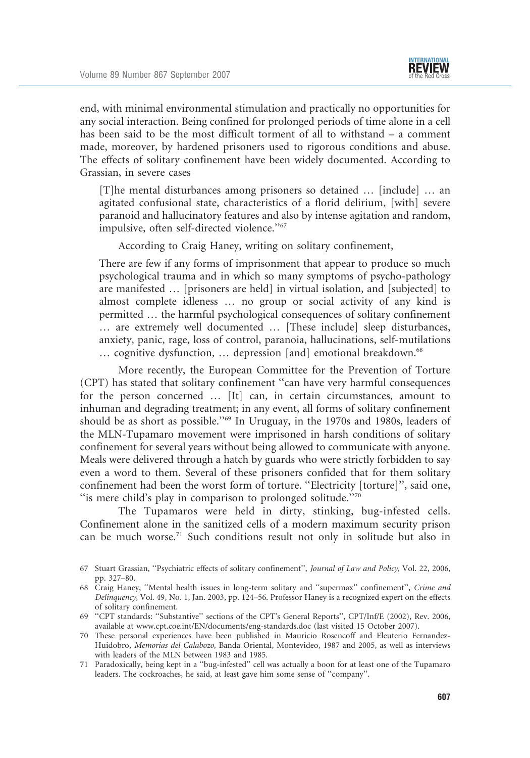end, with minimal environmental stimulation and practically no opportunities for any social interaction. Being confined for prolonged periods of time alone in a cell has been said to be the most difficult torment of all to withstand – a comment made, moreover, by hardened prisoners used to rigorous conditions and abuse. The effects of solitary confinement have been widely documented. According to Grassian, in severe cases

> [T]he mental disturbances among prisoners so detained … [include] … an agitated confusional state, characteristics of a florid delirium, [with] severe paranoid and hallucinatory features and also by intense agitation and random, impulsive, often self-directed violence."[67]

According to Craig Haney, writing on solitary confinement,

> There are few if any forms of imprisonment that appear to produce so much psychological trauma and in which so many symptoms of psycho-pathology are manifested … [prisoners are held] in virtual isolation, and [subjected] to almost complete idleness … no group or social activity of any kind is permitted … the harmful psychological consequences of solitary confinement … are extremely well documented … [These include] sleep disturbances, anxiety, panic, rage, loss of control, paranoia, hallucinations, self-mutilations … cognitive dysfunction, … depression [and] emotional breakdown.[68]

More recently, the European Committee for the Prevention of Torture (CPT) has stated that solitary confinement "can have very harmful consequences for the person concerned … [It] can, in certain circumstances, amount to inhuman and degrading treatment; in any event, all forms of solitary confinement should be as short as possible."[69] In Uruguay, in the 1970s and 1980s, leaders of the MLN-Tupamaro movement were imprisoned in harsh conditions of solitary confinement for several years without being allowed to communicate with anyone. Meals were delivered through a hatch by guards who were strictly forbidden to say even a word to them. Several of these prisoners confided that for them solitary confinement had been the worst form of torture. "Electricity [torture]", said one, "is mere child's play in comparison to prolonged solitude."[70]

The Tupamaros were held in dirty, stinking, bug-infested cells. Confinement alone in the sanitized cells of a modern maximum security prison can be much worse.[71] Such conditions result not only in solitude but also in

---

67 Stuart Grassian, "Psychiatric effects of solitary confinement", *Journal of Law and Policy*, Vol. 22, 2006, pp. 327–80.

68 Craig Haney, "Mental health issues in long-term solitary and "supermax" confinement", *Crime and Delinquency*, Vol. 49, No. 1, Jan. 2003, pp. 124–56. Professor Haney is a recognized expert on the effects of solitary confinement.

69 "CPT standards: "Substantive" sections of the CPT's General Reports", CPT/Inf/E (2002), Rev. 2006, available at www.cpt.coe.int/EN/documents/eng-standards.doc (last visited 15 October 2007).

70 These personal experiences have been published in Mauricio Rosencoff and Eleuterio Fernandez-Huidobro, *Memorias del Calabozo*, Banda Oriental, Montevideo, 1987 and 2005, as well as interviews with leaders of the MLN between 1983 and 1985.

71 Paradoxically, being kept in a "bug-infested" cell was actually a boon for at least one of the Tupamaro leaders. The cockroaches, he said, at least gave him some sense of "company".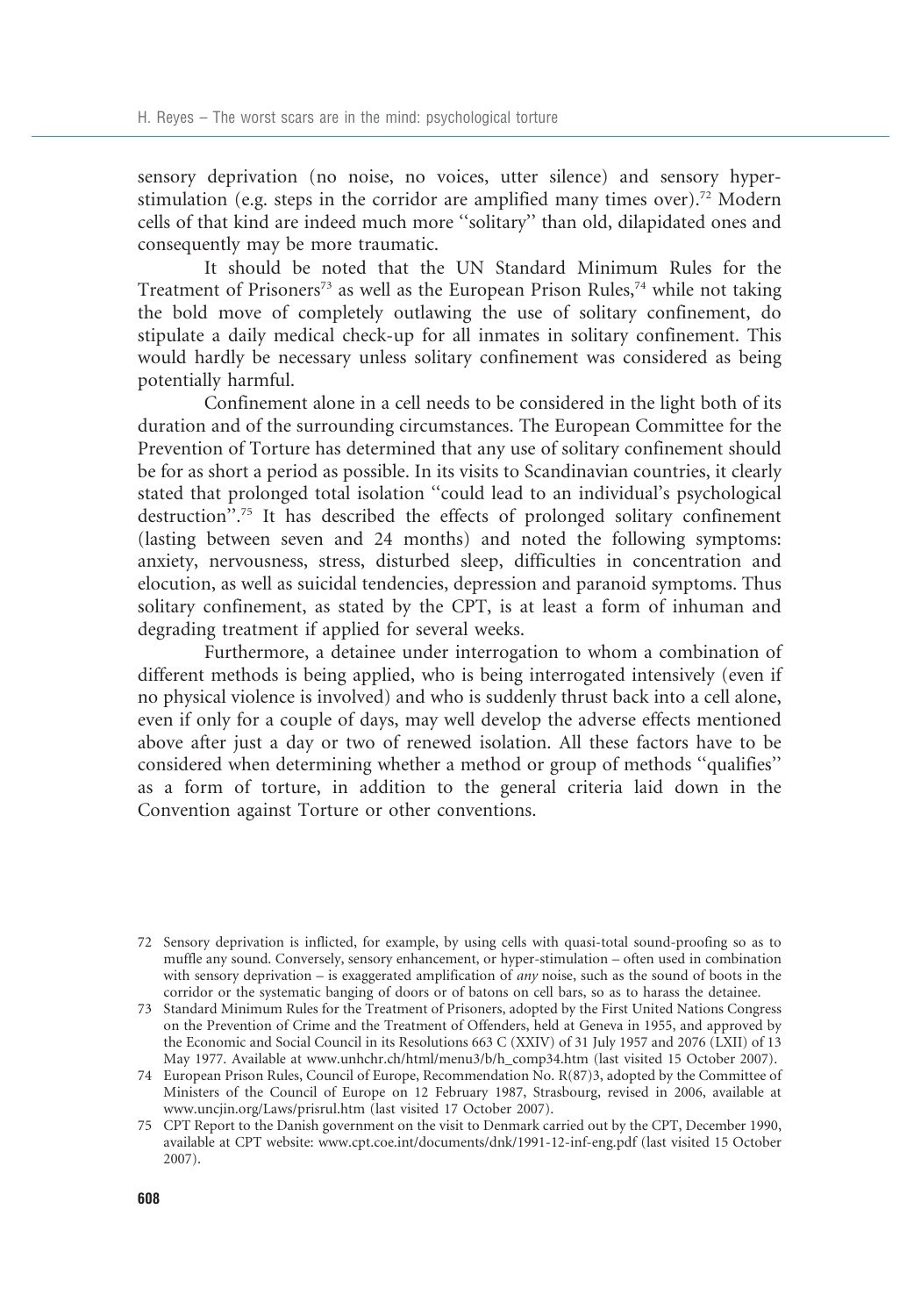sensory deprivation (no noise, no voices, utter silence) and sensory hyper-stimulation (e.g. steps in the corridor are amplified many times over).[72] Modern cells of that kind are indeed much more "solitary" than old, dilapidated ones and consequently may be more traumatic.

It should be noted that the UN Standard Minimum Rules for the Treatment of Prisoners[73] as well as the European Prison Rules,[74] while not taking the bold move of completely outlawing the use of solitary confinement, do stipulate a daily medical check-up for all inmates in solitary confinement. This would hardly be necessary unless solitary confinement was considered as being potentially harmful.

Confinement alone in a cell needs to be considered in the light both of its duration and of the surrounding circumstances. The European Committee for the Prevention of Torture has determined that any use of solitary confinement should be for as short a period as possible. In its visits to Scandinavian countries, it clearly stated that prolonged total isolation "could lead to an individual's psychological destruction".[75] It has described the effects of prolonged solitary confinement (lasting between seven and 24 months) and noted the following symptoms: anxiety, nervousness, stress, disturbed sleep, difficulties in concentration and elocution, as well as suicidal tendencies, depression and paranoid symptoms. Thus solitary confinement, as stated by the CPT, is at least a form of inhuman and degrading treatment if applied for several weeks.

Furthermore, a detainee under interrogation to whom a combination of different methods is being applied, who is being interrogated intensively (even if no physical violence is involved) and who is suddenly thrust back into a cell alone, even if only for a couple of days, may well develop the adverse effects mentioned above after just a day or two of renewed isolation. All these factors have to be considered when determining whether a method or group of methods "qualifies" as a form of torture, in addition to the general criteria laid down in the Convention against Torture or other conventions.

---

72 Sensory deprivation is inflicted, for example, by using cells with quasi-total sound-proofing so as to muffle any sound. Conversely, sensory enhancement, or hyper-stimulation – often used in combination with sensory deprivation – is exaggerated amplification of *any* noise, such as the sound of boots in the corridor or the systematic banging of doors or of batons on cell bars, so as to harass the detainee.

73 Standard Minimum Rules for the Treatment of Prisoners, adopted by the First United Nations Congress on the Prevention of Crime and the Treatment of Offenders, held at Geneva in 1955, and approved by the Economic and Social Council in its Resolutions 663 C (XXIV) of 31 July 1957 and 2076 (LXII) of 13 May 1977. Available at www.unhchr.ch/html/menu3/b/h_comp34.htm (last visited 15 October 2007).

74 European Prison Rules, Council of Europe, Recommendation No. R(87)3, adopted by the Committee of Ministers of the Council of Europe on 12 February 1987, Strasbourg, revised in 2006, available at www.uncjin.org/Laws/prisrul.htm (last visited 17 October 2007).

75 CPT Report to the Danish government on the visit to Denmark carried out by the CPT, December 1990, available at CPT website: www.cpt.coe.int/documents/dnk/1991-12-inf-eng.pdf (last visited 15 October 2007).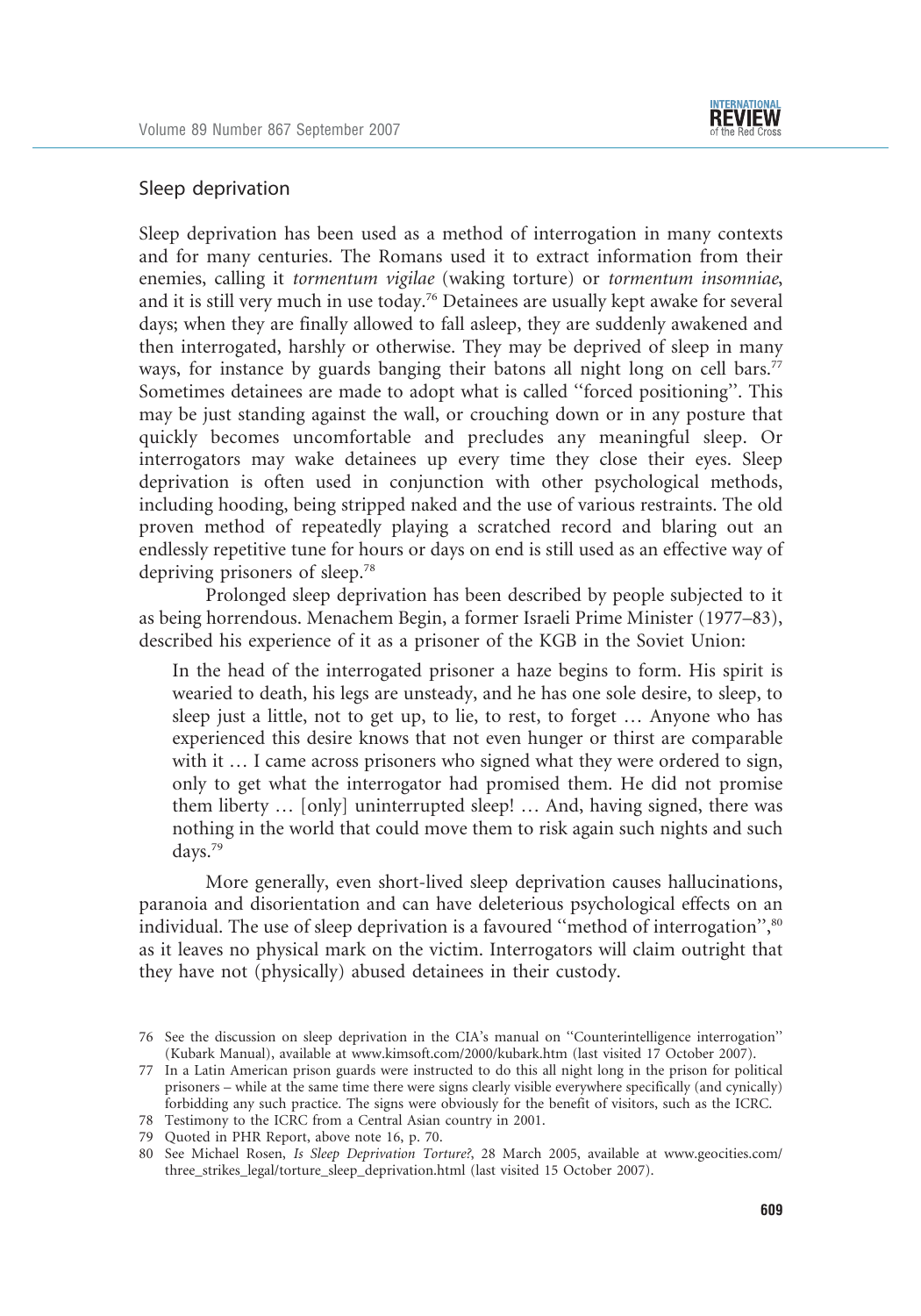## Sleep deprivation

Sleep deprivation has been used as a method of interrogation in many contexts and for many centuries. The Romans used it to extract information from their enemies, calling it *tormentum vigilae* (waking torture) or *tormentum insomniae*, and it is still very much in use today.[76] Detainees are usually kept awake for several days; when they are finally allowed to fall asleep, they are suddenly awakened and then interrogated, harshly or otherwise. They may be deprived of sleep in many ways, for instance by guards banging their batons all night long on cell bars.[77] Sometimes detainees are made to adopt what is called ''forced positioning''. This may be just standing against the wall, or crouching down or in any posture that quickly becomes uncomfortable and precludes any meaningful sleep. Or interrogators may wake detainees up every time they close their eyes. Sleep deprivation is often used in conjunction with other psychological methods, including hooding, being stripped naked and the use of various restraints. The old proven method of repeatedly playing a scratched record and blaring out an endlessly repetitive tune for hours or days on end is still used as an effective way of depriving prisoners of sleep.[78]

Prolonged sleep deprivation has been described by people subjected to it as being horrendous. Menachem Begin, a former Israeli Prime Minister (1977–83), described his experience of it as a prisoner of the KGB in the Soviet Union:

> In the head of the interrogated prisoner a haze begins to form. His spirit is wearied to death, his legs are unsteady, and he has one sole desire, to sleep, to sleep just a little, not to get up, to lie, to rest, to forget … Anyone who has experienced this desire knows that not even hunger or thirst are comparable with it … I came across prisoners who signed what they were ordered to sign, only to get what the interrogator had promised them. He did not promise them liberty … [only] uninterrupted sleep! … And, having signed, there was nothing in the world that could move them to risk again such nights and such days.[79]

More generally, even short-lived sleep deprivation causes hallucinations, paranoia and disorientation and can have deleterious psychological effects on an individual. The use of sleep deprivation is a favoured ''method of interrogation'',[80] as it leaves no physical mark on the victim. Interrogators will claim outright that they have not (physically) abused detainees in their custody.

76 See the discussion on sleep deprivation in the CIA's manual on ''Counterintelligence interrogation'' (Kubark Manual), available at www.kimsoft.com/2000/kubark.htm (last visited 17 October 2007).

77 In a Latin American prison guards were instructed to do this all night long in the prison for political prisoners – while at the same time there were signs clearly visible everywhere specifically (and cynically) forbidding any such practice. The signs were obviously for the benefit of visitors, such as the ICRC.

78 Testimony to the ICRC from a Central Asian country in 2001.

79 Quoted in PHR Report, above note 16, p. 70.

80 See Michael Rosen, *Is Sleep Deprivation Torture?*, 28 March 2005, available at www.geocities.com/three_strikes_legal/torture_sleep_deprivation.html (last visited 15 October 2007).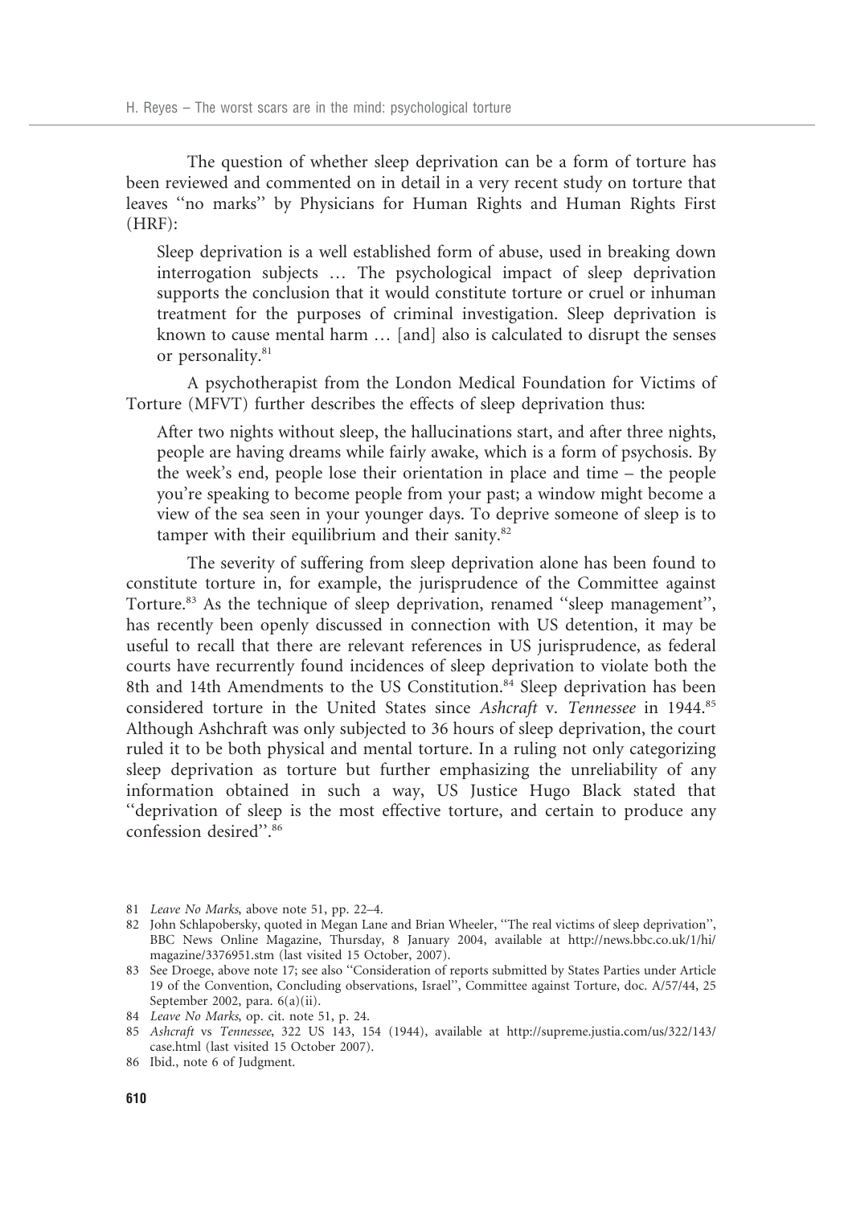The question of whether sleep deprivation can be a form of torture has been reviewed and commented on in detail in a very recent study on torture that leaves ''no marks'' by Physicians for Human Rights and Human Rights First (HRF):

> Sleep deprivation is a well established form of abuse, used in breaking down interrogation subjects … The psychological impact of sleep deprivation supports the conclusion that it would constitute torture or cruel or inhuman treatment for the purposes of criminal investigation. Sleep deprivation is known to cause mental harm … [and] also is calculated to disrupt the senses or personality.[81]

A psychotherapist from the London Medical Foundation for Victims of Torture (MFVT) further describes the effects of sleep deprivation thus:

> After two nights without sleep, the hallucinations start, and after three nights, people are having dreams while fairly awake, which is a form of psychosis. By the week's end, people lose their orientation in place and time – the people you're speaking to become people from your past; a window might become a view of the sea seen in your younger days. To deprive someone of sleep is to tamper with their equilibrium and their sanity.[82]

The severity of suffering from sleep deprivation alone has been found to constitute torture in, for example, the jurisprudence of the Committee against Torture.[83] As the technique of sleep deprivation, renamed ''sleep management'', has recently been openly discussed in connection with US detention, it may be useful to recall that there are relevant references in US jurisprudence, as federal courts have recurrently found incidences of sleep deprivation to violate both the 8th and 14th Amendments to the US Constitution.[84] Sleep deprivation has been considered torture in the United States since *Ashcraft* v. *Tennessee* in 1944.[85] Although Ashchraft was only subjected to 36 hours of sleep deprivation, the court ruled it to be both physical and mental torture. In a ruling not only categorizing sleep deprivation as torture but further emphasizing the unreliability of any information obtained in such a way, US Justice Hugo Black stated that ''deprivation of sleep is the most effective torture, and certain to produce any confession desired''.[86]

---

81 *Leave No Marks*, above note 51, pp. 22–4.

82 John Schlapobersky, quoted in Megan Lane and Brian Wheeler, ''The real victims of sleep deprivation'', BBC News Online Magazine, Thursday, 8 January 2004, available at http://news.bbc.co.uk/1/hi/magazine/3376951.stm (last visited 15 October, 2007).

83 See Droege, above note 17; see also ''Consideration of reports submitted by States Parties under Article 19 of the Convention, Concluding observations, Israel'', Committee against Torture, doc. A/57/44, 25 September 2002, para. 6(a)(ii).

84 *Leave No Marks*, op. cit. note 51, p. 24.

85 *Ashcraft* vs *Tennessee*, 322 US 143, 154 (1944), available at http://supreme.justia.com/us/322/143/case.html (last visited 15 October 2007).

86 Ibid., note 6 of Judgment.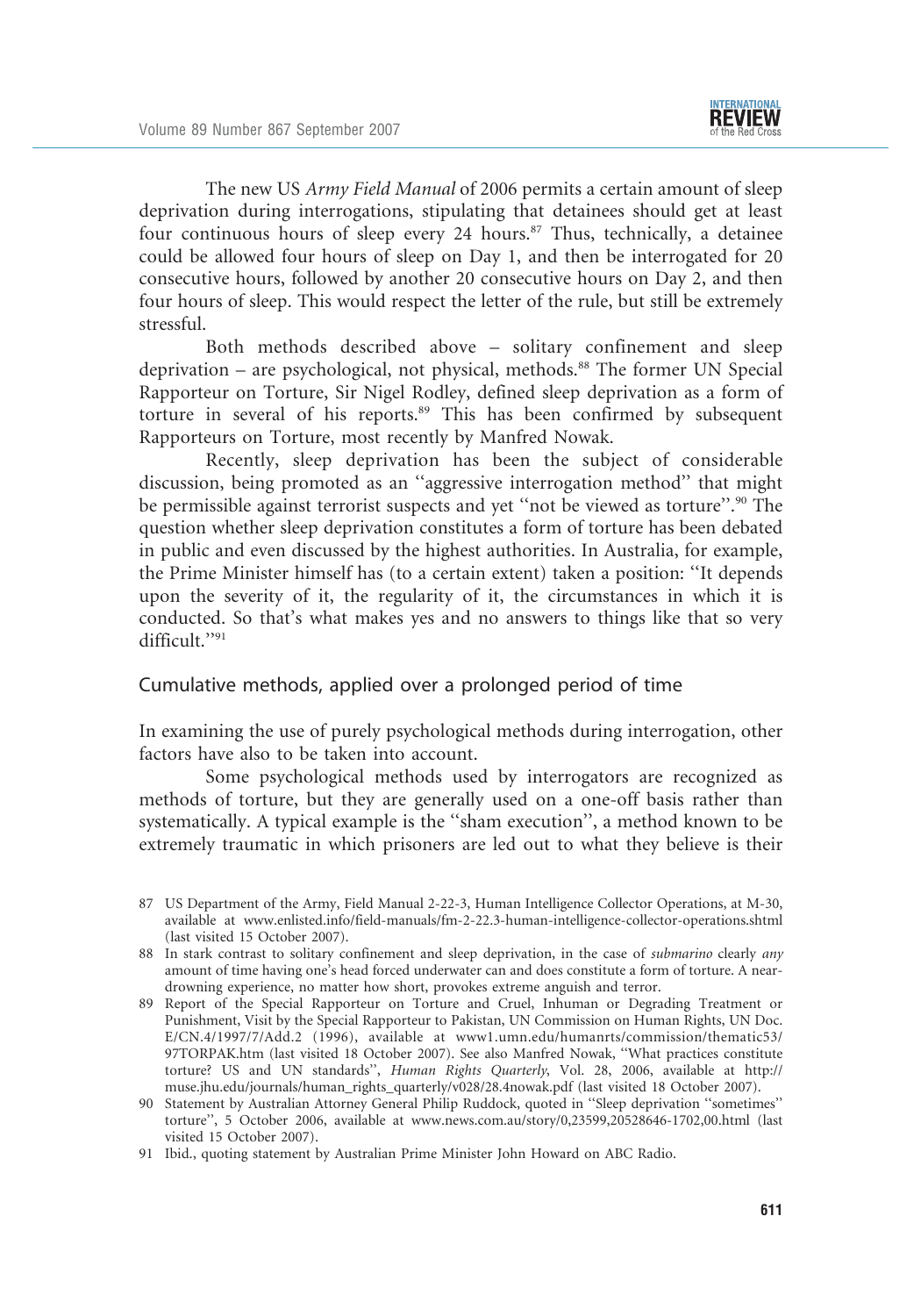The new US *Army Field Manual* of 2006 permits a certain amount of sleep deprivation during interrogations, stipulating that detainees should get at least four continuous hours of sleep every 24 hours.[87] Thus, technically, a detainee could be allowed four hours of sleep on Day 1, and then be interrogated for 20 consecutive hours, followed by another 20 consecutive hours on Day 2, and then four hours of sleep. This would respect the letter of the rule, but still be extremely stressful.

Both methods described above – solitary confinement and sleep deprivation – are psychological, not physical, methods.[88] The former UN Special Rapporteur on Torture, Sir Nigel Rodley, defined sleep deprivation as a form of torture in several of his reports.[89] This has been confirmed by subsequent Rapporteurs on Torture, most recently by Manfred Nowak.

Recently, sleep deprivation has been the subject of considerable discussion, being promoted as an ''aggressive interrogation method'' that might be permissible against terrorist suspects and yet ''not be viewed as torture''.[90] The question whether sleep deprivation constitutes a form of torture has been debated in public and even discussed by the highest authorities. In Australia, for example, the Prime Minister himself has (to a certain extent) taken a position: ''It depends upon the severity of it, the regularity of it, the circumstances in which it is conducted. So that's what makes yes and no answers to things like that so very difficult.''[91]

## Cumulative methods, applied over a prolonged period of time

In examining the use of purely psychological methods during interrogation, other factors have also to be taken into account.

Some psychological methods used by interrogators are recognized as methods of torture, but they are generally used on a one-off basis rather than systematically. A typical example is the ''sham execution'', a method known to be extremely traumatic in which prisoners are led out to what they believe is their

---

87 US Department of the Army, Field Manual 2-22-3, Human Intelligence Collector Operations, at M-30, available at www.enlisted.info/field-manuals/fm-2-22.3-human-intelligence-collector-operations.shtml (last visited 15 October 2007).

88 In stark contrast to solitary confinement and sleep deprivation, in the case of *submarino* clearly *any* amount of time having one's head forced underwater can and does constitute a form of torture. A near-drowning experience, no matter how short, provokes extreme anguish and terror.

89 Report of the Special Rapporteur on Torture and Cruel, Inhuman or Degrading Treatment or Punishment, Visit by the Special Rapporteur to Pakistan, UN Commission on Human Rights, UN Doc. E/CN.4/1997/7/Add.2 (1996), available at www1.umn.edu/humanrts/commission/thematic53/97TORPAK.htm (last visited 18 October 2007). See also Manfred Nowak, ''What practices constitute torture? US and UN standards'', *Human Rights Quarterly*, Vol. 28, 2006, available at http://muse.jhu.edu/journals/human_rights_quarterly/v028/28.4nowak.pdf (last visited 18 October 2007).

90 Statement by Australian Attorney General Philip Ruddock, quoted in ''Sleep deprivation ''sometimes'' torture'', 5 October 2006, available at www.news.com.au/story/0,23599,20528646-1702,00.html (last visited 15 October 2007).

91 Ibid., quoting statement by Australian Prime Minister John Howard on ABC Radio.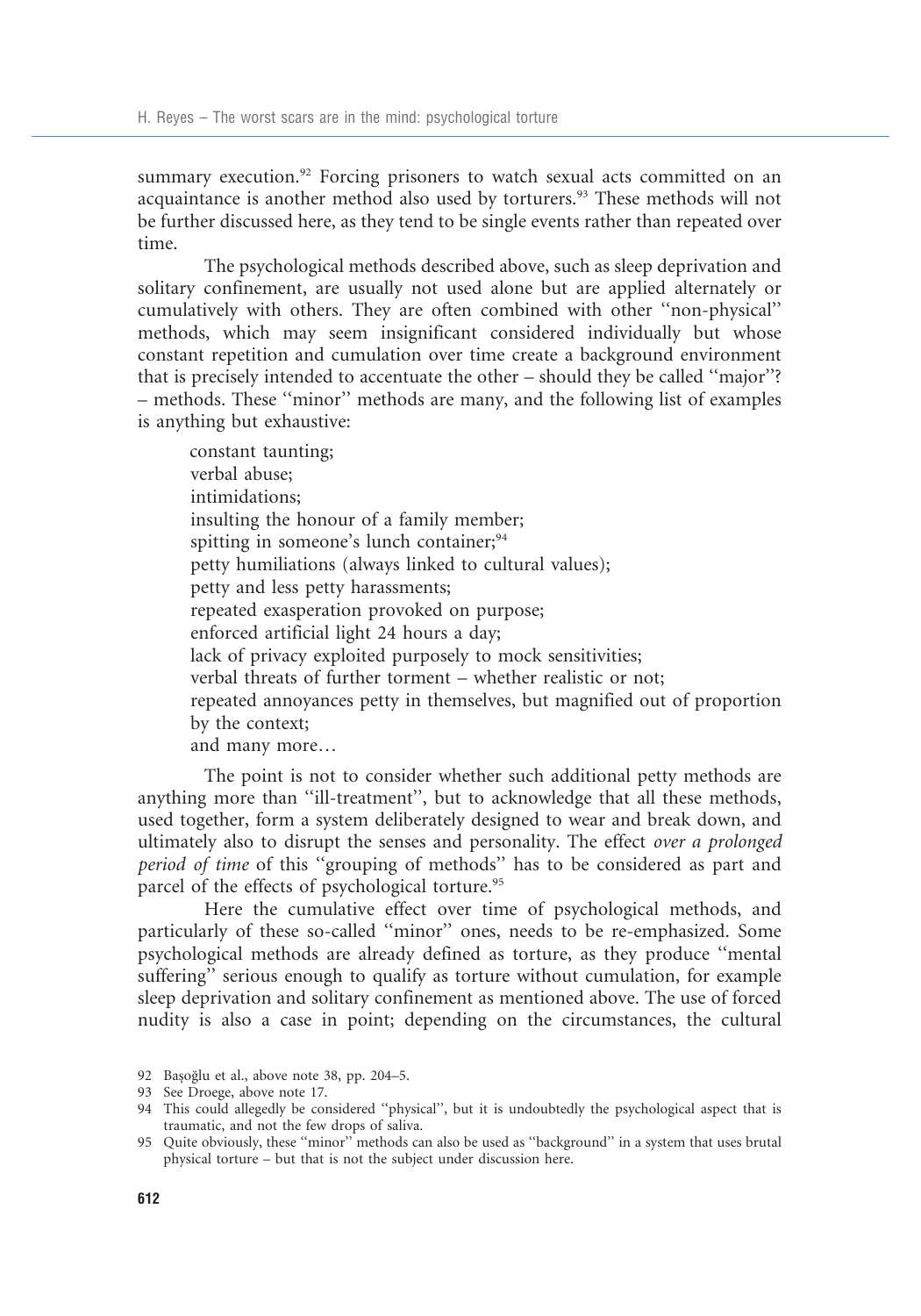summary execution.[92] Forcing prisoners to watch sexual acts committed on an acquaintance is another method also used by torturers.[93] These methods will not be further discussed here, as they tend to be single events rather than repeated over time.

The psychological methods described above, such as sleep deprivation and solitary confinement, are usually not used alone but are applied alternately or cumulatively with others. They are often combined with other ''non-physical'' methods, which may seem insignificant considered individually but whose constant repetition and cumulation over time create a background environment that is precisely intended to accentuate the other – should they be called ''major''? – methods. These ''minor'' methods are many, and the following list of examples is anything but exhaustive:

constant taunting;
verbal abuse;
intimidations;
insulting the honour of a family member;
spitting in someone's lunch container;[94]
petty humiliations (always linked to cultural values);
petty and less petty harassments;
repeated exasperation provoked on purpose;
enforced artificial light 24 hours a day;
lack of privacy exploited purposely to mock sensitivities;
verbal threats of further torment – whether realistic or not;
repeated annoyances petty in themselves, but magnified out of proportion by the context;
and many more…

The point is not to consider whether such additional petty methods are anything more than ''ill-treatment'', but to acknowledge that all these methods, used together, form a system deliberately designed to wear and break down, and ultimately also to disrupt the senses and personality. The effect *over a prolonged period of time* of this ''grouping of methods'' has to be considered as part and parcel of the effects of psychological torture.[95]

Here the cumulative effect over time of psychological methods, and particularly of these so-called ''minor'' ones, needs to be re-emphasized. Some psychological methods are already defined as torture, as they produce ''mental suffering'' serious enough to qualify as torture without cumulation, for example sleep deprivation and solitary confinement as mentioned above. The use of forced nudity is also a case in point; depending on the circumstances, the cultural

92 Başoğlu et al., above note 38, pp. 204–5.

93 See Droege, above note 17.

94 This could allegedly be considered ''physical'', but it is undoubtedly the psychological aspect that is traumatic, and not the few drops of saliva.

95 Quite obviously, these ''minor'' methods can also be used as ''background'' in a system that uses brutal physical torture – but that is not the subject under discussion here.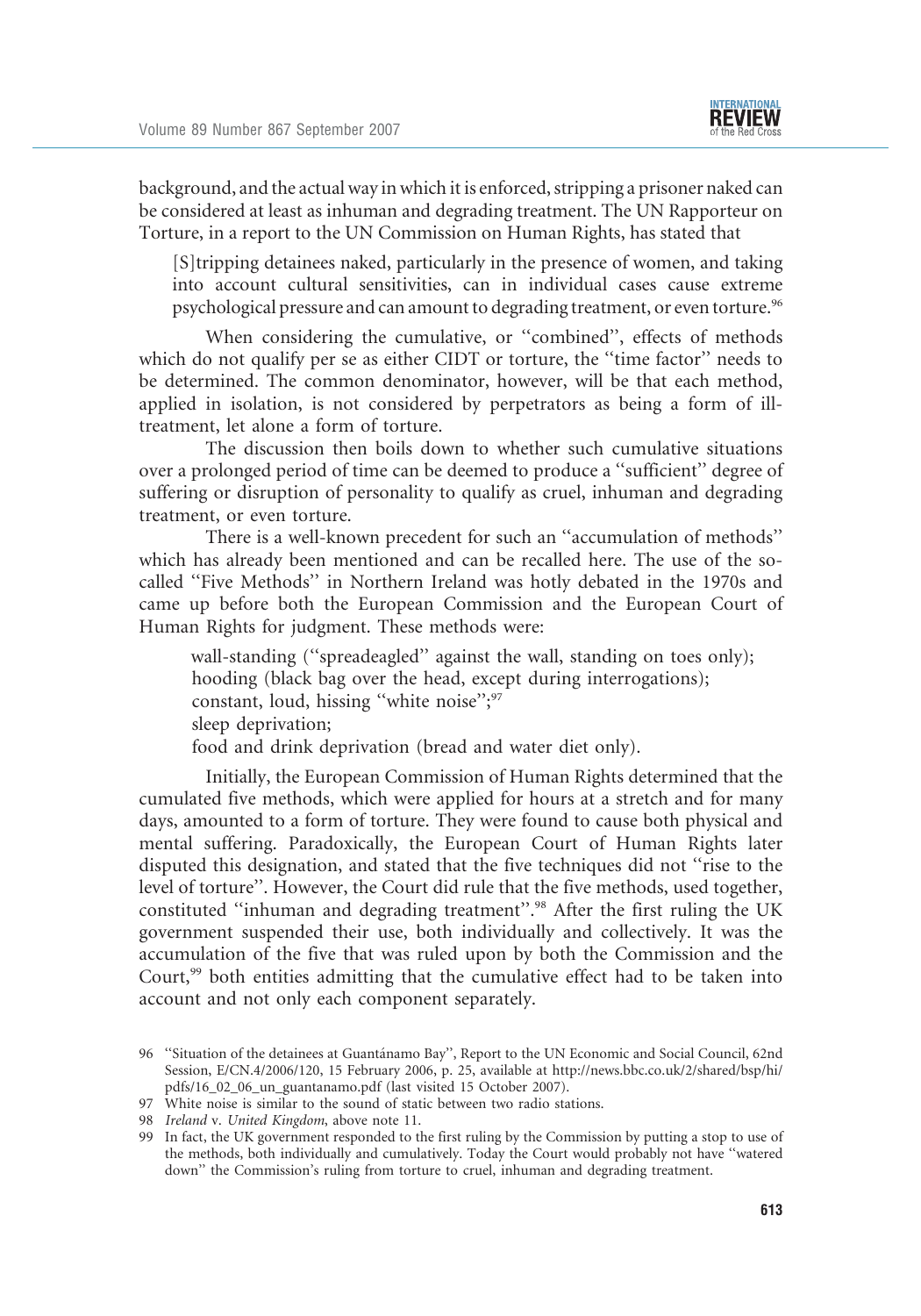background, and the actual way in which it is enforced, stripping a prisoner naked can be considered at least as inhuman and degrading treatment. The UN Rapporteur on Torture, in a report to the UN Commission on Human Rights, has stated that

> [S]tripping detainees naked, particularly in the presence of women, and taking into account cultural sensitivities, can in individual cases cause extreme psychological pressure and can amount to degrading treatment, or even torture.[96]

When considering the cumulative, or "combined", effects of methods which do not qualify per se as either CIDT or torture, the "time factor" needs to be determined. The common denominator, however, will be that each method, applied in isolation, is not considered by perpetrators as being a form of ill-treatment, let alone a form of torture.

The discussion then boils down to whether such cumulative situations over a prolonged period of time can be deemed to produce a "sufficient" degree of suffering or disruption of personality to qualify as cruel, inhuman and degrading treatment, or even torture.

There is a well-known precedent for such an "accumulation of methods" which has already been mentioned and can be recalled here. The use of the so-called "Five Methods" in Northern Ireland was hotly debated in the 1970s and came up before both the European Commission and the European Court of Human Rights for judgment. These methods were:

> wall-standing ("spreadeagled" against the wall, standing on toes only);
> hooding (black bag over the head, except during interrogations);
> constant, loud, hissing "white noise";[97]
> sleep deprivation;
> food and drink deprivation (bread and water diet only).

Initially, the European Commission of Human Rights determined that the cumulated five methods, which were applied for hours at a stretch and for many days, amounted to a form of torture. They were found to cause both physical and mental suffering. Paradoxically, the European Court of Human Rights later disputed this designation, and stated that the five techniques did not "rise to the level of torture". However, the Court did rule that the five methods, used together, constituted "inhuman and degrading treatment".[98] After the first ruling the UK government suspended their use, both individually and collectively. It was the accumulation of the five that was ruled upon by both the Commission and the Court,[99] both entities admitting that the cumulative effect had to be taken into account and not only each component separately.

96 "Situation of the detainees at Guantánamo Bay", Report to the UN Economic and Social Council, 62nd Session, E/CN.4/2006/120, 15 February 2006, p. 25, available at http://news.bbc.co.uk/2/shared/bsp/hi/pdfs/16_02_06_un_guantanamo.pdf (last visited 15 October 2007).

97 White noise is similar to the sound of static between two radio stations.

98 *Ireland* v. *United Kingdom*, above note 11.

99 In fact, the UK government responded to the first ruling by the Commission by putting a stop to use of the methods, both individually and cumulatively. Today the Court would probably not have "watered down" the Commission's ruling from torture to cruel, inhuman and degrading treatment.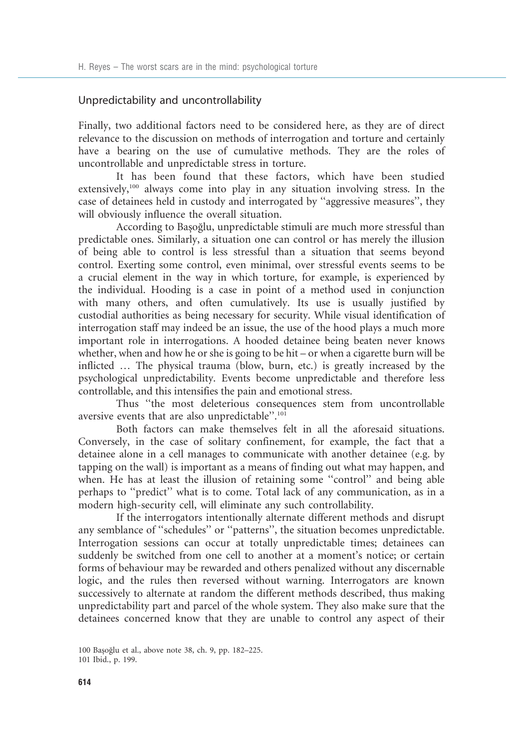## Unpredictability and uncontrollability

Finally, two additional factors need to be considered here, as they are of direct relevance to the discussion on methods of interrogation and torture and certainly have a bearing on the use of cumulative methods. They are the roles of uncontrollable and unpredictable stress in torture.

It has been found that these factors, which have been studied extensively,[100] always come into play in any situation involving stress. In the case of detainees held in custody and interrogated by ''aggressive measures'', they will obviously influence the overall situation.

According to Başoğlu, unpredictable stimuli are much more stressful than predictable ones. Similarly, a situation one can control or has merely the illusion of being able to control is less stressful than a situation that seems beyond control. Exerting some control, even minimal, over stressful events seems to be a crucial element in the way in which torture, for example, is experienced by the individual. Hooding is a case in point of a method used in conjunction with many others, and often cumulatively. Its use is usually justified by custodial authorities as being necessary for security. While visual identification of interrogation staff may indeed be an issue, the use of the hood plays a much more important role in interrogations. A hooded detainee being beaten never knows whether, when and how he or she is going to be hit – or when a cigarette burn will be inflicted … The physical trauma (blow, burn, etc.) is greatly increased by the psychological unpredictability. Events become unpredictable and therefore less controllable, and this intensifies the pain and emotional stress.

Thus ''the most deleterious consequences stem from uncontrollable aversive events that are also unpredictable''.[101]

Both factors can make themselves felt in all the aforesaid situations. Conversely, in the case of solitary confinement, for example, the fact that a detainee alone in a cell manages to communicate with another detainee (e.g. by tapping on the wall) is important as a means of finding out what may happen, and when. He has at least the illusion of retaining some ''control'' and being able perhaps to ''predict'' what is to come. Total lack of any communication, as in a modern high-security cell, will eliminate any such controllability.

If the interrogators intentionally alternate different methods and disrupt any semblance of ''schedules'' or ''patterns'', the situation becomes unpredictable. Interrogation sessions can occur at totally unpredictable times; detainees can suddenly be switched from one cell to another at a moment's notice; or certain forms of behaviour may be rewarded and others penalized without any discernable logic, and the rules then reversed without warning. Interrogators are known successively to alternate at random the different methods described, thus making unpredictability part and parcel of the whole system. They also make sure that the detainees concerned know that they are unable to control any aspect of their

100 Başoğlu et al., above note 38, ch. 9, pp. 182–225.
101 Ibid., p. 199.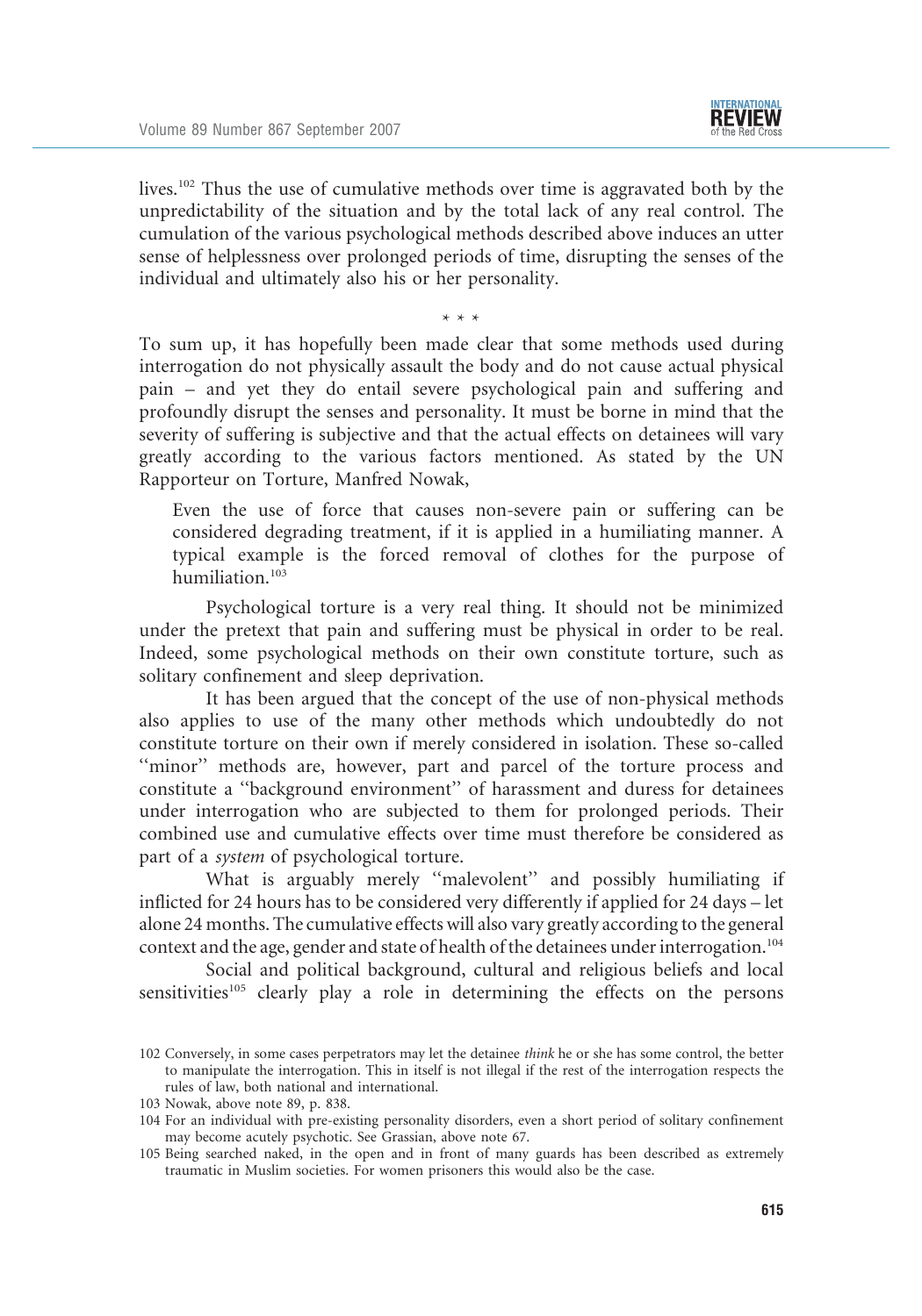lives.[102] Thus the use of cumulative methods over time is aggravated both by the unpredictability of the situation and by the total lack of any real control. The cumulation of the various psychological methods described above induces an utter sense of helplessness over prolonged periods of time, disrupting the senses of the individual and ultimately also his or her personality.

\* \* \*

To sum up, it has hopefully been made clear that some methods used during interrogation do not physically assault the body and do not cause actual physical pain – and yet they do entail severe psychological pain and suffering and profoundly disrupt the senses and personality. It must be borne in mind that the severity of suffering is subjective and that the actual effects on detainees will vary greatly according to the various factors mentioned. As stated by the UN Rapporteur on Torture, Manfred Nowak,

> Even the use of force that causes non-severe pain or suffering can be considered degrading treatment, if it is applied in a humiliating manner. A typical example is the forced removal of clothes for the purpose of humiliation.[103]

Psychological torture is a very real thing. It should not be minimized under the pretext that pain and suffering must be physical in order to be real. Indeed, some psychological methods on their own constitute torture, such as solitary confinement and sleep deprivation.

It has been argued that the concept of the use of non-physical methods also applies to use of the many other methods which undoubtedly do not constitute torture on their own if merely considered in isolation. These so-called "minor" methods are, however, part and parcel of the torture process and constitute a "background environment" of harassment and duress for detainees under interrogation who are subjected to them for prolonged periods. Their combined use and cumulative effects over time must therefore be considered as part of a *system* of psychological torture.

What is arguably merely "malevolent" and possibly humiliating if inflicted for 24 hours has to be considered very differently if applied for 24 days – let alone 24 months. The cumulative effects will also vary greatly according to the general context and the age, gender and state of health of the detainees under interrogation.[104]

Social and political background, cultural and religious beliefs and local sensitivities[105] clearly play a role in determining the effects on the persons

---

102 Conversely, in some cases perpetrators may let the detainee *think* he or she has some control, the better to manipulate the interrogation. This in itself is not illegal if the rest of the interrogation respects the rules of law, both national and international.

103 Nowak, above note 89, p. 838.

104 For an individual with pre-existing personality disorders, even a short period of solitary confinement may become acutely psychotic. See Grassian, above note 67.

105 Being searched naked, in the open and in front of many guards has been described as extremely traumatic in Muslim societies. For women prisoners this would also be the case.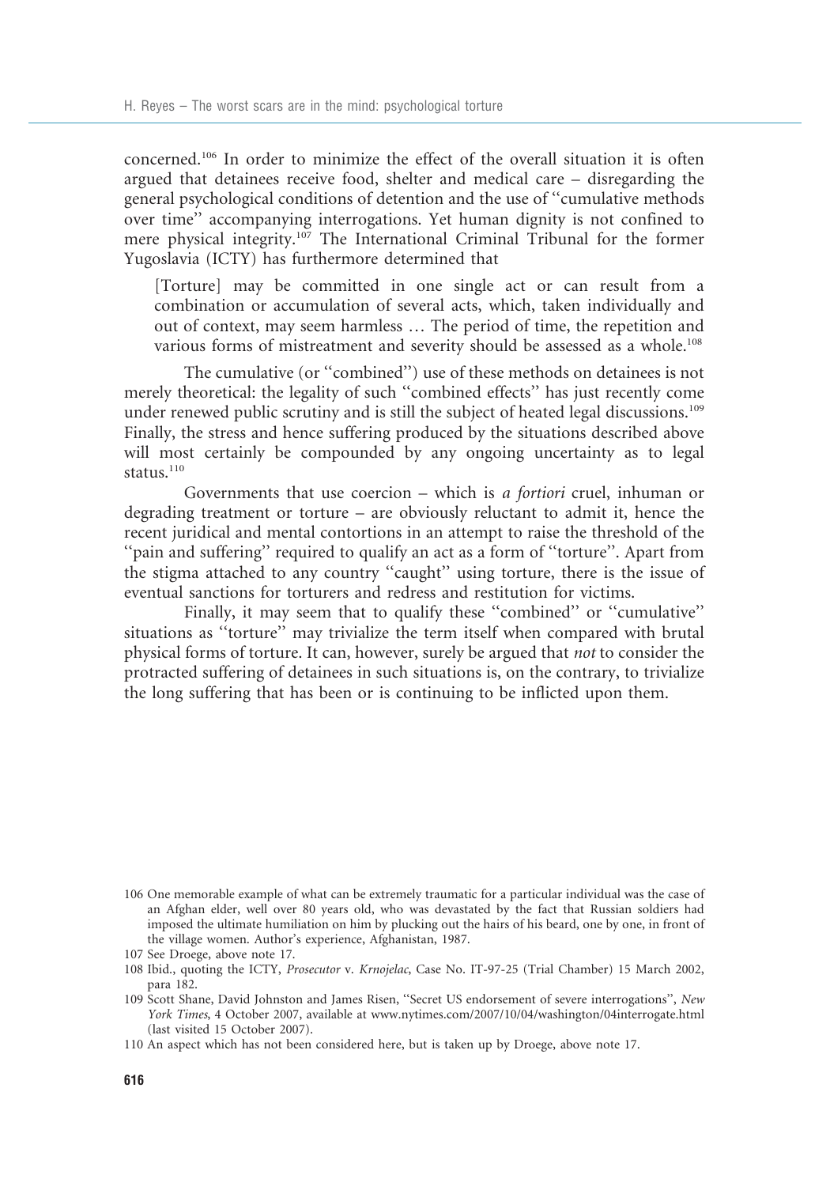concerned.[106] In order to minimize the effect of the overall situation it is often argued that detainees receive food, shelter and medical care – disregarding the general psychological conditions of detention and the use of ''cumulative methods over time'' accompanying interrogations. Yet human dignity is not confined to mere physical integrity.[107] The International Criminal Tribunal for the former Yugoslavia (ICTY) has furthermore determined that

> [Torture] may be committed in one single act or can result from a combination or accumulation of several acts, which, taken individually and out of context, may seem harmless … The period of time, the repetition and various forms of mistreatment and severity should be assessed as a whole.[108]

The cumulative (or ''combined'') use of these methods on detainees is not merely theoretical: the legality of such ''combined effects'' has just recently come under renewed public scrutiny and is still the subject of heated legal discussions.[109] Finally, the stress and hence suffering produced by the situations described above will most certainly be compounded by any ongoing uncertainty as to legal status.[110]

Governments that use coercion – which is *a fortiori* cruel, inhuman or degrading treatment or torture – are obviously reluctant to admit it, hence the recent juridical and mental contortions in an attempt to raise the threshold of the ''pain and suffering'' required to qualify an act as a form of ''torture''. Apart from the stigma attached to any country ''caught'' using torture, there is the issue of eventual sanctions for torturers and redress and restitution for victims.

Finally, it may seem that to qualify these ''combined'' or ''cumulative'' situations as ''torture'' may trivialize the term itself when compared with brutal physical forms of torture. It can, however, surely be argued that *not* to consider the protracted suffering of detainees in such situations is, on the contrary, to trivialize the long suffering that has been or is continuing to be inflicted upon them.

---

106 One memorable example of what can be extremely traumatic for a particular individual was the case of an Afghan elder, well over 80 years old, who was devastated by the fact that Russian soldiers had imposed the ultimate humiliation on him by plucking out the hairs of his beard, one by one, in front of the village women. Author's experience, Afghanistan, 1987.

107 See Droege, above note 17.

108 Ibid., quoting the ICTY, *Prosecutor* v. *Krnojelac*, Case No. IT-97-25 (Trial Chamber) 15 March 2002, para 182.

109 Scott Shane, David Johnston and James Risen, ''Secret US endorsement of severe interrogations'', *New York Times*, 4 October 2007, available at www.nytimes.com/2007/10/04/washington/04interrogate.html (last visited 15 October 2007).

110 An aspect which has not been considered here, but is taken up by Droege, above note 17.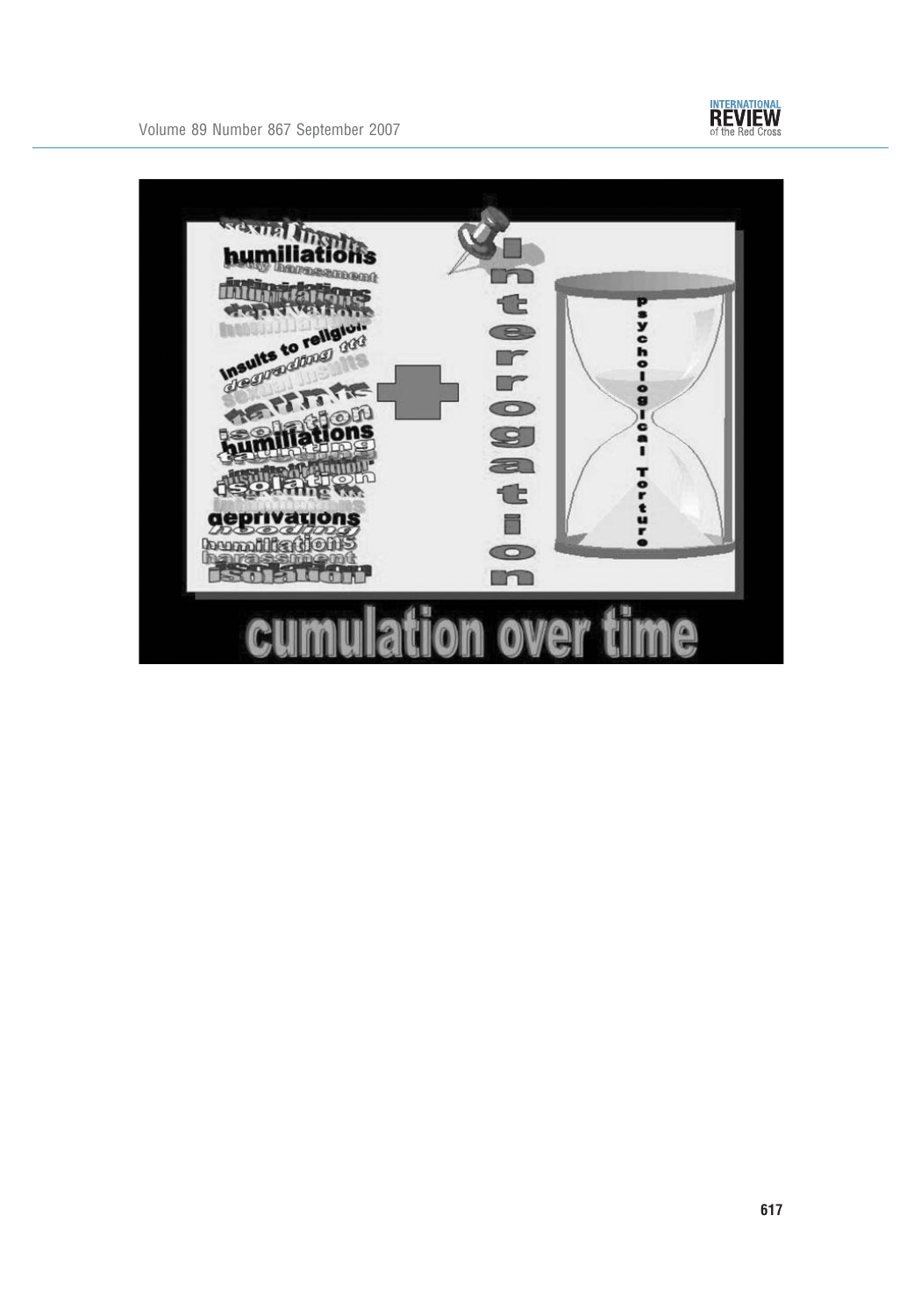sexual insults
humiliations
sexual harassment
intimidations
intimidations
deprivations
humiliations
insults to religion
degrading ttt
sexual insults
taunting
isolation
humiliations
taunting
insults to religion
isolation
degrading ttt
intimidations
deprivations
hooding
humiliations
harassment
isolation

Interrogation

Psychological Torture

cumulation over time